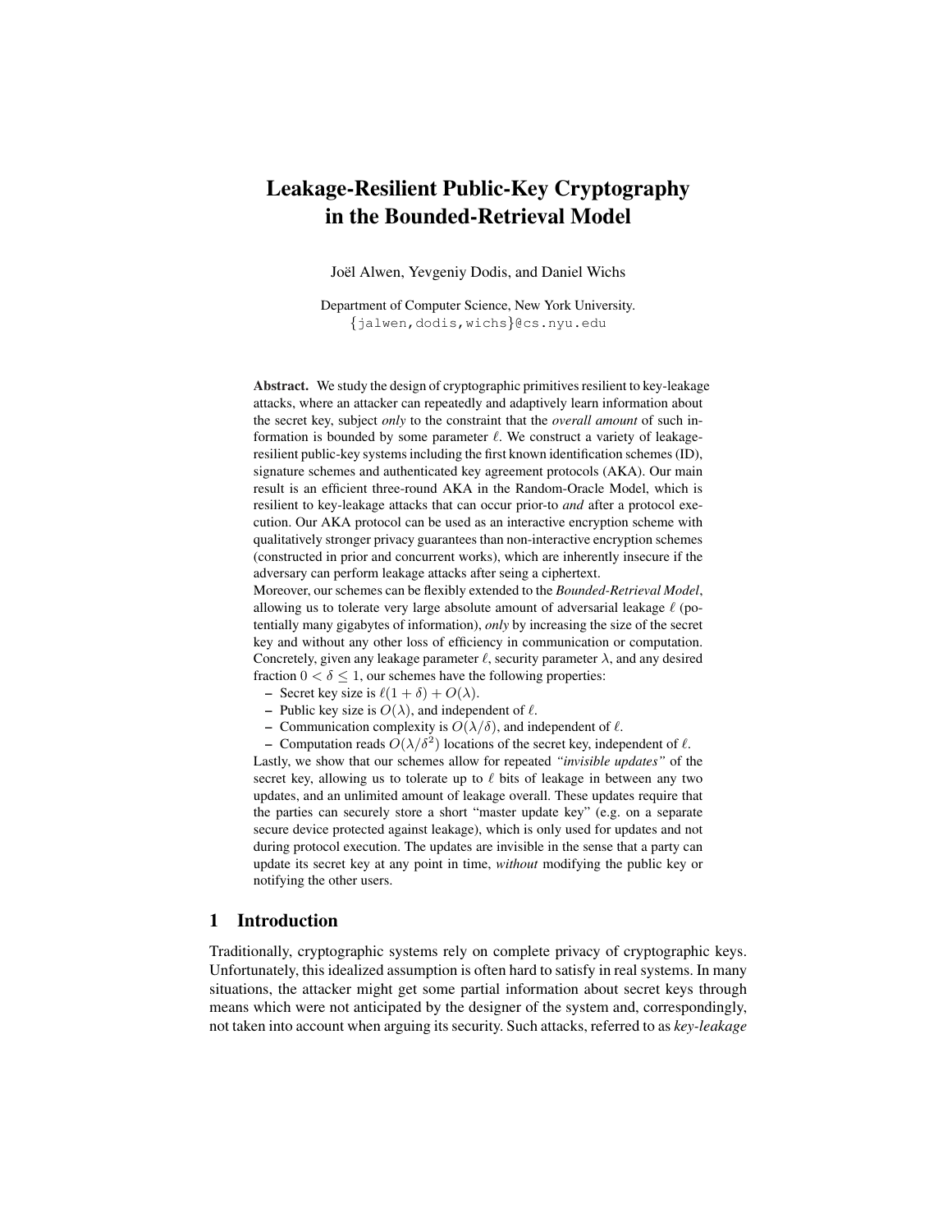# Leakage-Resilient Public-Key Cryptography in the Bounded-Retrieval Model

Joël Alwen, Yevgeniy Dodis, and Daniel Wichs

Department of Computer Science, New York University.
{jalwen,dodis,wichs}@cs.nyu.edu

**Abstract.** We study the design of cryptographic primitives resilient to key-leakage attacks, where an attacker can repeatedly and adaptively learn information about the secret key, subject *only* to the constraint that the *overall amount* of such information is bounded by some parameter $\ell$. We construct a variety of leakage-resilient public-key systems including the first known identification schemes (ID), signature schemes and authenticated key agreement protocols (AKA). Our main result is an efficient three-round AKA in the Random-Oracle Model, which is resilient to key-leakage attacks that can occur prior-to *and* after a protocol execution. Our AKA protocol can be used as an interactive encryption scheme with qualitatively stronger privacy guarantees than non-interactive encryption schemes (constructed in prior and concurrent works), which are inherently insecure if the adversary can perform leakage attacks after seing a ciphertext.

Moreover, our schemes can be flexibly extended to the *Bounded-Retrieval Model*, allowing us to tolerate very large absolute amount of adversarial leakage $\ell$ (potentially many gigabytes of information), *only* by increasing the size of the secret key and without any other loss of efficiency in communication or computation. Concretely, given any leakage parameter $\ell$, security parameter $\lambda$, and any desired fraction $0 < \delta \leq 1$, our schemes have the following properties:

– Secret key size is $\ell(1 + \delta) + O(\lambda)$.
– Public key size is $O(\lambda)$, and independent of $\ell$.
– Communication complexity is $O(\lambda/\delta)$, and independent of $\ell$.
– Computation reads $O(\lambda/\delta^2)$ locations of the secret key, independent of $\ell$.

Lastly, we show that our schemes allow for repeated *"invisible updates"* of the secret key, allowing us to tolerate up to $\ell$ bits of leakage in between any two updates, and an unlimited amount of leakage overall. These updates require that the parties can securely store a short "master update key" (e.g. on a separate secure device protected against leakage), which is only used for updates and not during protocol execution. The updates are invisible in the sense that a party can update its secret key at any point in time, *without* modifying the public key or notifying the other users.

## 1 Introduction

Traditionally, cryptographic systems rely on complete privacy of cryptographic keys. Unfortunately, this idealized assumption is often hard to satisfy in real systems. In many situations, the attacker might get some partial information about secret keys through means which were not anticipated by the designer of the system and, correspondingly, not taken into account when arguing its security. Such attacks, referred to as *key-leakage*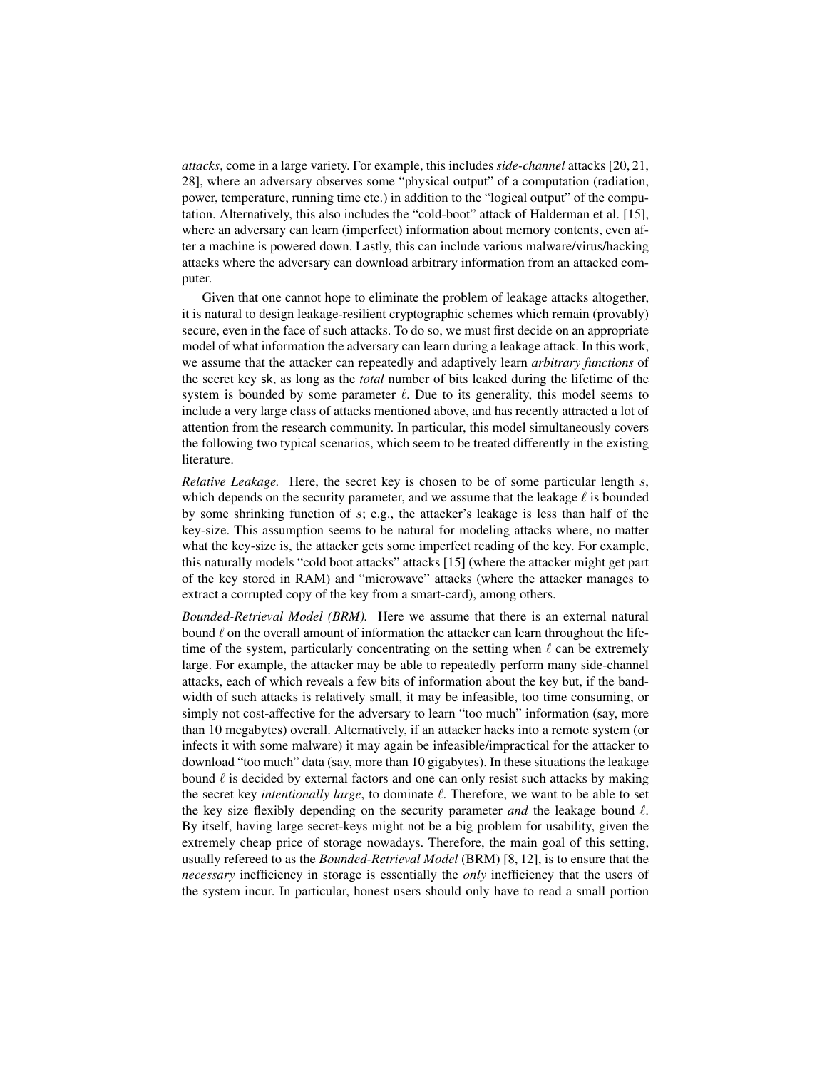*attacks*, come in a large variety. For example, this includes *side-channel* attacks [20, 21, 28], where an adversary observes some "physical output" of a computation (radiation, power, temperature, running time etc.) in addition to the "logical output" of the computation. Alternatively, this also includes the "cold-boot" attack of Halderman et al. [15], where an adversary can learn (imperfect) information about memory contents, even after a machine is powered down. Lastly, this can include various malware/virus/hacking attacks where the adversary can download arbitrary information from an attacked computer.

Given that one cannot hope to eliminate the problem of leakage attacks altogether, it is natural to design leakage-resilient cryptographic schemes which remain (provably) secure, even in the face of such attacks. To do so, we must first decide on an appropriate model of what information the adversary can learn during a leakage attack. In this work, we assume that the attacker can repeatedly and adaptively learn *arbitrary functions* of the secret key $\mathsf{sk}$, as long as the *total* number of bits leaked during the lifetime of the system is bounded by some parameter $\ell$. Due to its generality, this model seems to include a very large class of attacks mentioned above, and has recently attracted a lot of attention from the research community. In particular, this model simultaneously covers the following two typical scenarios, which seem to be treated differently in the existing literature.

*Relative Leakage.* Here, the secret key is chosen to be of some particular length $s$, which depends on the security parameter, and we assume that the leakage $\ell$ is bounded by some shrinking function of $s$; e.g., the attacker's leakage is less than half of the key-size. This assumption seems to be natural for modeling attacks where, no matter what the key-size is, the attacker gets some imperfect reading of the key. For example, this naturally models "cold boot attacks" attacks [15] (where the attacker might get part of the key stored in RAM) and "microwave" attacks (where the attacker manages to extract a corrupted copy of the key from a smart-card), among others.

*Bounded-Retrieval Model (BRM).* Here we assume that there is an external natural bound $\ell$ on the overall amount of information the attacker can learn throughout the lifetime of the system, particularly concentrating on the setting when $\ell$ can be extremely large. For example, the attacker may be able to repeatedly perform many side-channel attacks, each of which reveals a few bits of information about the key but, if the bandwidth of such attacks is relatively small, it may be infeasible, too time consuming, or simply not cost-affective for the adversary to learn "too much" information (say, more than 10 megabytes) overall. Alternatively, if an attacker hacks into a remote system (or infects it with some malware) it may again be infeasible/impractical for the attacker to download "too much" data (say, more than 10 gigabytes). In these situations the leakage bound $\ell$ is decided by external factors and one can only resist such attacks by making the secret key *intentionally large*, to dominate $\ell$. Therefore, we want to be able to set the key size flexibly depending on the security parameter *and* the leakage bound $\ell$. By itself, having large secret-keys might not be a big problem for usability, given the extremely cheap price of storage nowadays. Therefore, the main goal of this setting, usually refereed to as the *Bounded-Retrieval Model* (BRM) [8, 12], is to ensure that the *necessary* inefficiency in storage is essentially the *only* inefficiency that the users of the system incur. In particular, honest users should only have to read a small portion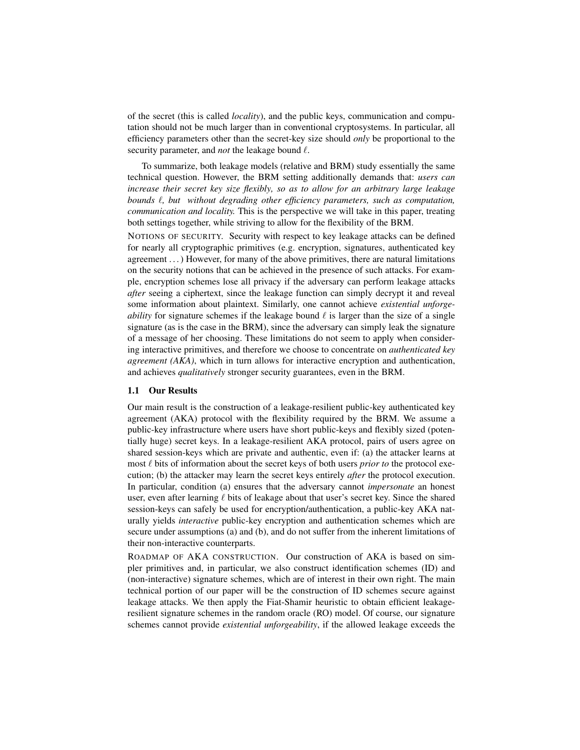of the secret (this is called *locality*), and the public keys, communication and computation should not be much larger than in conventional cryptosystems. In particular, all efficiency parameters other than the secret-key size should *only* be proportional to the security parameter, and *not* the leakage bound $\ell$.

To summarize, both leakage models (relative and BRM) study essentially the same technical question. However, the BRM setting additionally demands that: *users can increase their secret key size flexibly, so as to allow for an arbitrary large leakage bounds $\ell$, but without degrading other efficiency parameters, such as computation, communication and locality.* This is the perspective we will take in this paper, treating both settings together, while striving to allow for the flexibility of the BRM.

NOTIONS OF SECURITY. Security with respect to key leakage attacks can be defined for nearly all cryptographic primitives (e.g. encryption, signatures, authenticated key agreement . . . ) However, for many of the above primitives, there are natural limitations on the security notions that can be achieved in the presence of such attacks. For example, encryption schemes lose all privacy if the adversary can perform leakage attacks *after* seeing a ciphertext, since the leakage function can simply decrypt it and reveal some information about plaintext. Similarly, one cannot achieve *existential unforgeability* for signature schemes if the leakage bound $\ell$ is larger than the size of a single signature (as is the case in the BRM), since the adversary can simply leak the signature of a message of her choosing. These limitations do not seem to apply when considering interactive primitives, and therefore we choose to concentrate on *authenticated key agreement (AKA)*, which in turn allows for interactive encryption and authentication, and achieves *qualitatively* stronger security guarantees, even in the BRM.

### 1.1 Our Results

Our main result is the construction of a leakage-resilient public-key authenticated key agreement (AKA) protocol with the flexibility required by the BRM. We assume a public-key infrastructure where users have short public-keys and flexibly sized (potentially huge) secret keys. In a leakage-resilient AKA protocol, pairs of users agree on shared session-keys which are private and authentic, even if: (a) the attacker learns at most $\ell$ bits of information about the secret keys of both users *prior to* the protocol execution; (b) the attacker may learn the secret keys entirely *after* the protocol execution. In particular, condition (a) ensures that the adversary cannot *impersonate* an honest user, even after learning $\ell$ bits of leakage about that user's secret key. Since the shared session-keys can safely be used for encryption/authentication, a public-key AKA naturally yields *interactive* public-key encryption and authentication schemes which are secure under assumptions (a) and (b), and do not suffer from the inherent limitations of their non-interactive counterparts.

ROADMAP OF AKA CONSTRUCTION. Our construction of AKA is based on simpler primitives and, in particular, we also construct identification schemes (ID) and (non-interactive) signature schemes, which are of interest in their own right. The main technical portion of our paper will be the construction of ID schemes secure against leakage attacks. We then apply the Fiat-Shamir heuristic to obtain efficient leakage-resilient signature schemes in the random oracle (RO) model. Of course, our signature schemes cannot provide *existential unforgeability*, if the allowed leakage exceeds the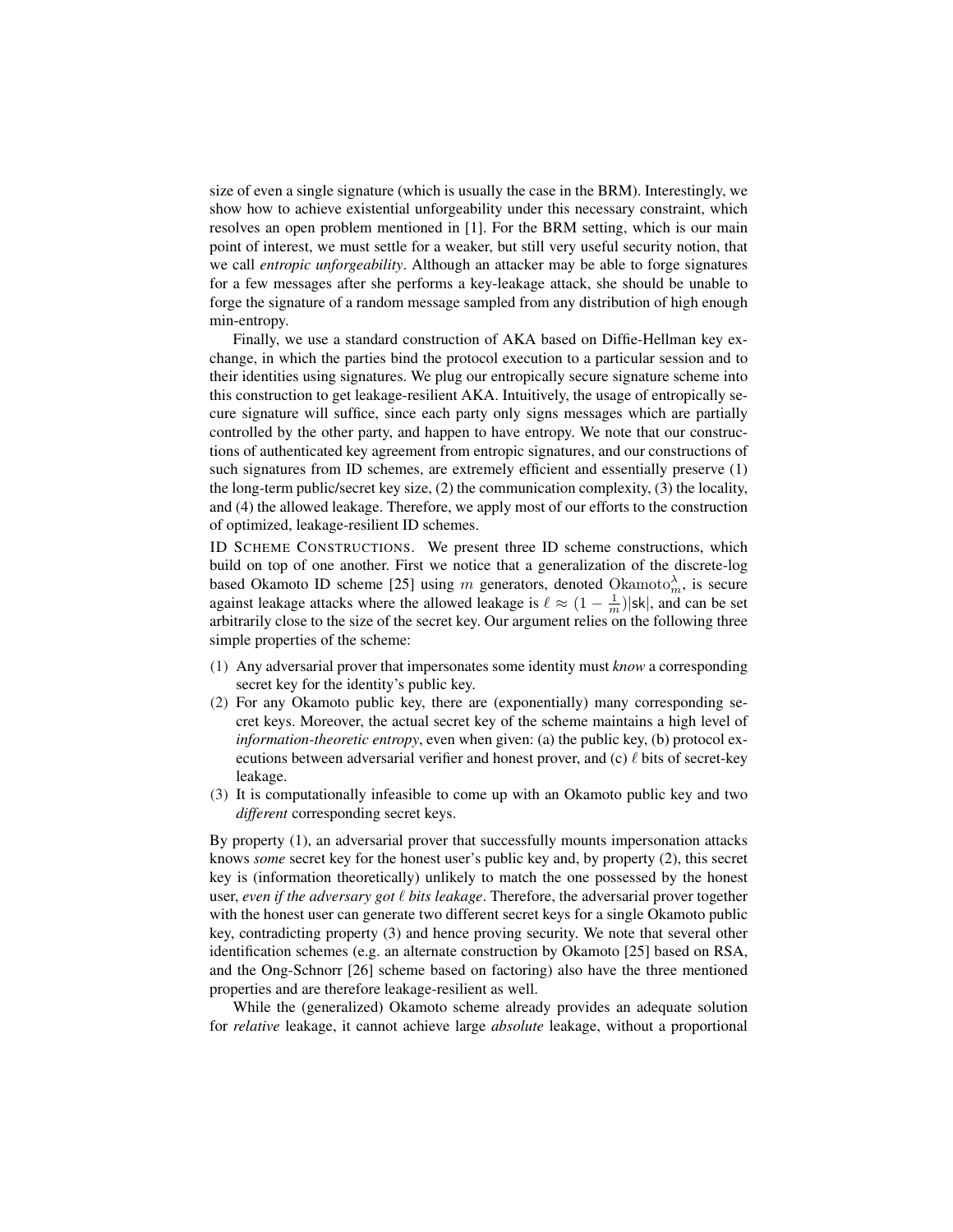size of even a single signature (which is usually the case in the BRM). Interestingly, we show how to achieve existential unforgeability under this necessary constraint, which resolves an open problem mentioned in [1]. For the BRM setting, which is our main point of interest, we must settle for a weaker, but still very useful security notion, that we call *entropic unforgeability*. Although an attacker may be able to forge signatures for a few messages after she performs a key-leakage attack, she should be unable to forge the signature of a random message sampled from any distribution of high enough min-entropy.

Finally, we use a standard construction of AKA based on Diffie-Hellman key exchange, in which the parties bind the protocol execution to a particular session and to their identities using signatures. We plug our entropically secure signature scheme into this construction to get leakage-resilient AKA. Intuitively, the usage of entropically secure signature will suffice, since each party only signs messages which are partially controlled by the other party, and happen to have entropy. We note that our constructions of authenticated key agreement from entropic signatures, and our constructions of such signatures from ID schemes, are extremely efficient and essentially preserve (1) the long-term public/secret key size, (2) the communication complexity, (3) the locality, and (4) the allowed leakage. Therefore, we apply most of our efforts to the construction of optimized, leakage-resilient ID schemes.

ID SCHEME CONSTRUCTIONS. We present three ID scheme constructions, which build on top of one another. First we notice that a generalization of the discrete-log based Okamoto ID scheme [25] using $m$ generators, denoted $\mathrm{Okamoto}_m^\lambda$, is secure against leakage attacks where the allowed leakage is $\ell \approx (1 - \frac{1}{m})|\mathsf{sk}|$, and can be set arbitrarily close to the size of the secret key. Our argument relies on the following three simple properties of the scheme:

(1) Any adversarial prover that impersonates some identity must *know* a corresponding secret key for the identity's public key.
(2) For any Okamoto public key, there are (exponentially) many corresponding secret keys. Moreover, the actual secret key of the scheme maintains a high level of *information-theoretic entropy*, even when given: (a) the public key, (b) protocol executions between adversarial verifier and honest prover, and (c) $\ell$ bits of secret-key leakage.
(3) It is computationally infeasible to come up with an Okamoto public key and two *different* corresponding secret keys.

By property (1), an adversarial prover that successfully mounts impersonation attacks knows *some* secret key for the honest user's public key and, by property (2), this secret key is (information theoretically) unlikely to match the one possessed by the honest user, *even if the adversary got $\ell$ bits leakage*. Therefore, the adversarial prover together with the honest user can generate two different secret keys for a single Okamoto public key, contradicting property (3) and hence proving security. We note that several other identification schemes (e.g. an alternate construction by Okamoto [25] based on RSA, and the Ong-Schnorr [26] scheme based on factoring) also have the three mentioned properties and are therefore leakage-resilient as well.

While the (generalized) Okamoto scheme already provides an adequate solution for *relative* leakage, it cannot achieve large *absolute* leakage, without a proportional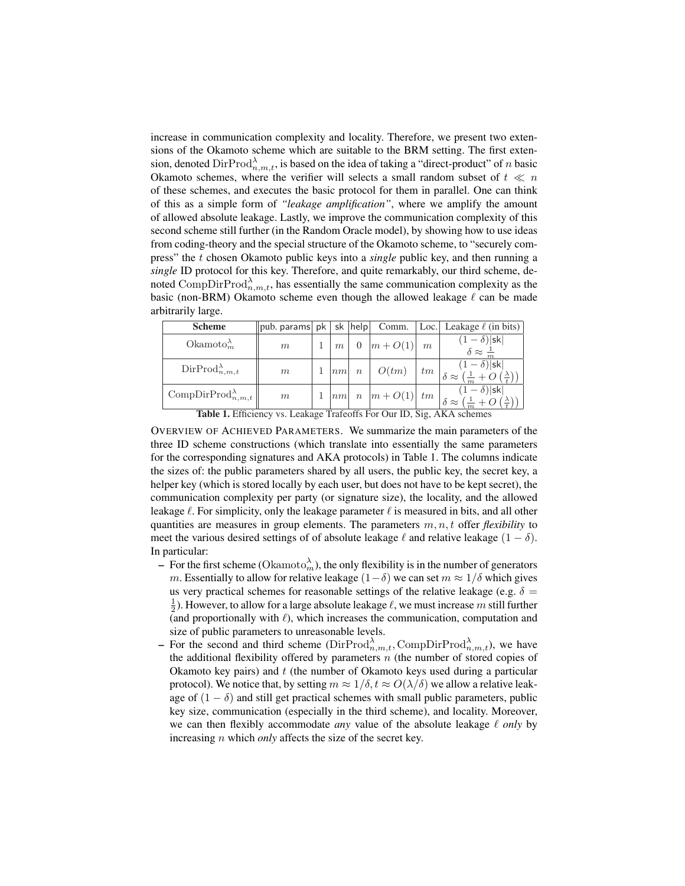increase in communication complexity and locality. Therefore, we present two extensions of the Okamoto scheme which are suitable to the BRM setting. The first extension, denoted $\mathrm{DirProd}^{\lambda}_{n,m,t}$, is based on the idea of taking a "direct-product" of $n$ basic Okamoto schemes, where the verifier will selects a small random subset of $t \ll n$ of these schemes, and executes the basic protocol for them in parallel. One can think of this as a simple form of *"leakage amplification"*, where we amplify the amount of allowed absolute leakage. Lastly, we improve the communication complexity of this second scheme still further (in the Random Oracle model), by showing how to use ideas from coding-theory and the special structure of the Okamoto scheme, to "securely compress" the $t$ chosen Okamoto public keys into a *single* public key, and then running a *single* ID protocol for this key. Therefore, and quite remarkably, our third scheme, denoted $\mathrm{CompDirProd}^{\lambda}_{n,m,t}$, has essentially the same communication complexity as the basic (non-BRM) Okamoto scheme even though the allowed leakage $\ell$ can be made arbitrarily large.

| Scheme | pub. params | pk | sk | help | Comm. | Loc. | Leakage $\ell$ (in bits) |
|---|---|---|---|---|---|---|---|
| $\mathrm{Okamoto}^{\lambda}_{m}$ | $m$ | 1 | $m$ | 0 | $m + O(1)$ | $m$ | $(1-\delta)\lvert\mathsf{sk}\rvert$ <br> $\delta \approx \frac{1}{m}$ |
| $\mathrm{DirProd}^{\lambda}_{n,m,t}$ | $m$ | 1 | $nm$ | $n$ | $O(tm)$ | $tm$ | $(1-\delta)\lvert\mathsf{sk}\rvert$ <br> $\delta \approx \left(\frac{1}{m} + O\left(\frac{\lambda}{t}\right)\right)$ |
| $\mathrm{CompDirProd}^{\lambda}_{n,m,t}$ | $m$ | 1 | $nm$ | $n$ | $m + O(1)$ | $tm$ | $(1-\delta)\lvert\mathsf{sk}\rvert$ <br> $\delta \approx \left(\frac{1}{m} + O\left(\frac{\lambda}{t}\right)\right)$ |

**Table 1.** Efficiency vs. Leakage Trafeoffs For Our ID, Sig, AKA schemes

OVERVIEW OF ACHIEVED PARAMETERS. We summarize the main parameters of the three ID scheme constructions (which translate into essentially the same parameters for the corresponding signatures and AKA protocols) in Table 1. The columns indicate the sizes of: the public parameters shared by all users, the public key, the secret key, a helper key (which is stored locally by each user, but does not have to be kept secret), the communication complexity per party (or signature size), the locality, and the allowed leakage $\ell$. For simplicity, only the leakage parameter $\ell$ is measured in bits, and all other quantities are measures in group elements. The parameters $m, n, t$ offer ***flexibility*** to meet the various desired settings of of absolute leakage $\ell$ and relative leakage $(1-\delta)$. In particular:

- For the first scheme ($\mathrm{Okamoto}^{\lambda}_{m}$), the only flexibility is in the number of generators $m$. Essentially to allow for relative leakage $(1-\delta)$ we can set $m \approx 1/\delta$ which gives us very practical schemes for reasonable settings of the relative leakage (e.g. $\delta = \frac{1}{2}$). However, to allow for a large absolute leakage $\ell$, we must increase $m$ still further (and proportionally with $\ell$), which increases the communication, computation and size of public parameters to unreasonable levels.
- For the second and third scheme ($\mathrm{DirProd}^{\lambda}_{n,m,t}, \mathrm{CompDirProd}^{\lambda}_{n,m,t}$), we have the additional flexibility offered by parameters $n$ (the number of stored copies of Okamoto key pairs) and $t$ (the number of Okamoto keys used during a particular protocol). We notice that, by setting $m \approx 1/\delta, t \approx O(\lambda/\delta)$ we allow a relative leakage of $(1-\delta)$ and still get practical schemes with small public parameters, public key size, communication (especially in the third scheme), and locality. Moreover, we can then flexibly accommodate *any* value of the absolute leakage $\ell$ *only* by increasing $n$ which *only* affects the size of the secret key.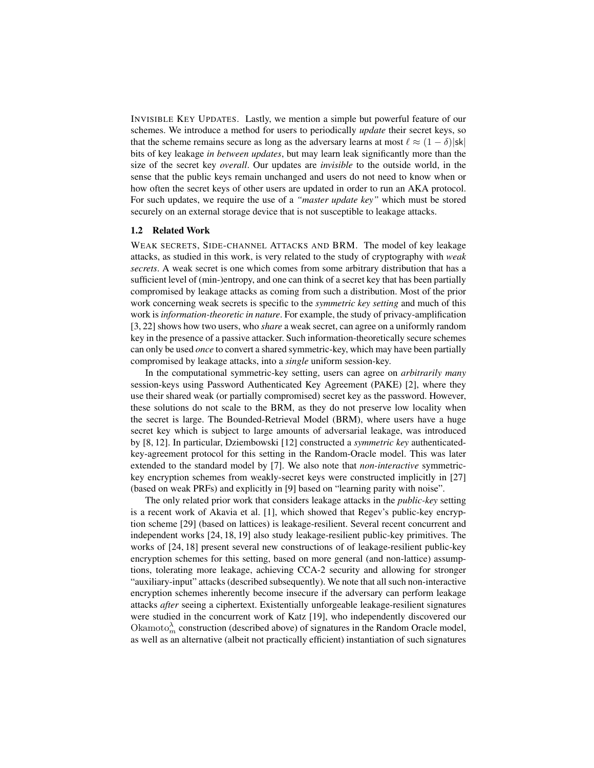INVISIBLE KEY UPDATES. Lastly, we mention a simple but powerful feature of our schemes. We introduce a method for users to periodically *update* their secret keys, so that the scheme remains secure as long as the adversary learns at most $\ell \approx (1-\delta)|\mathsf{sk}|$ bits of key leakage *in between updates*, but may learn leak significantly more than the size of the secret key *overall*. Our updates are *invisible* to the outside world, in the sense that the public keys remain unchanged and users do not need to know when or how often the secret keys of other users are updated in order to run an AKA protocol. For such updates, we require the use of a *"master update key"* which must be stored securely on an external storage device that is not susceptible to leakage attacks.

### 1.2 Related Work

WEAK SECRETS, SIDE-CHANNEL ATTACKS AND BRM. The model of key leakage attacks, as studied in this work, is very related to the study of cryptography with *weak secrets*. A weak secret is one which comes from some arbitrary distribution that has a sufficient level of (min-)entropy, and one can think of a secret key that has been partially compromised by leakage attacks as coming from such a distribution. Most of the prior work concerning weak secrets is specific to the *symmetric key setting* and much of this work is *information-theoretic in nature*. For example, the study of privacy-amplification [3, 22] shows how two users, who *share* a weak secret, can agree on a uniformly random key in the presence of a passive attacker. Such information-theoretically secure schemes can only be used *once* to convert a shared symmetric-key, which may have been partially compromised by leakage attacks, into a *single* uniform session-key.

In the computational symmetric-key setting, users can agree on *arbitrarily many* session-keys using Password Authenticated Key Agreement (PAKE) [2], where they use their shared weak (or partially compromised) secret key as the password. However, these solutions do not scale to the BRM, as they do not preserve low locality when the secret is large. The Bounded-Retrieval Model (BRM), where users have a huge secret key which is subject to large amounts of adversarial leakage, was introduced by [8, 12]. In particular, Dziembowski [12] constructed a *symmetric key* authenticated-key-agreement protocol for this setting in the Random-Oracle model. This was later extended to the standard model by [7]. We also note that *non-interactive* symmetric-key encryption schemes from weakly-secret keys were constructed implicitly in [27] (based on weak PRFs) and explicitly in [9] based on "learning parity with noise".

The only related prior work that considers leakage attacks in the *public-key* setting is a recent work of Akavia et al. [1], which showed that Regev's public-key encryption scheme [29] (based on lattices) is leakage-resilient. Several recent concurrent and independent works [24, 18, 19] also study leakage-resilient public-key primitives. The works of [24, 18] present several new constructions of of leakage-resilient public-key encryption schemes for this setting, based on more general (and non-lattice) assumptions, tolerating more leakage, achieving CCA-2 security and allowing for stronger "auxiliary-input" attacks (described subsequently). We note that all such non-interactive encryption schemes inherently become insecure if the adversary can perform leakage attacks *after* seeing a ciphertext. Existentially unforgeable leakage-resilient signatures were studied in the concurrent work of Katz [19], who independently discovered our $\text{Okamoto}_m^\lambda$ construction (described above) of signatures in the Random Oracle model, as well as an alternative (albeit not practically efficient) instantiation of such signatures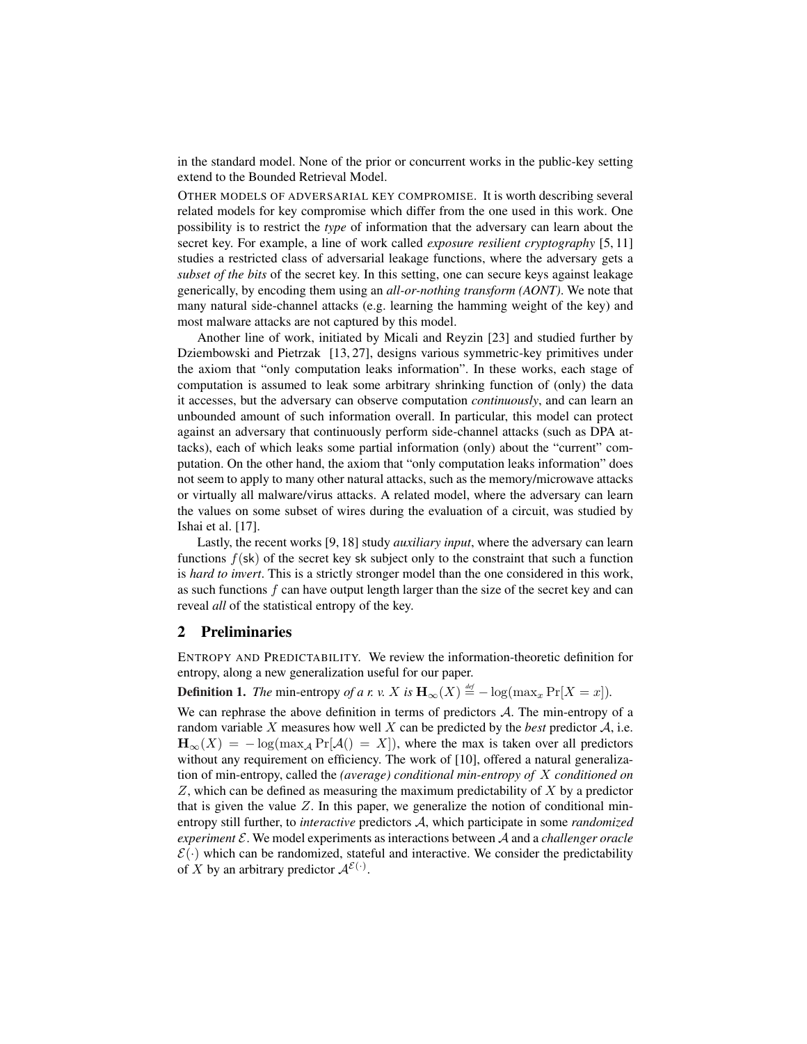in the standard model. None of the prior or concurrent works in the public-key setting extend to the Bounded Retrieval Model.

OTHER MODELS OF ADVERSARIAL KEY COMPROMISE. It is worth describing several related models for key compromise which differ from the one used in this work. One possibility is to restrict the *type* of information that the adversary can learn about the secret key. For example, a line of work called *exposure resilient cryptography* [5, 11] studies a restricted class of adversarial leakage functions, where the adversary gets a *subset of the bits* of the secret key. In this setting, one can secure keys against leakage generically, by encoding them using an *all-or-nothing transform (AONT)*. We note that many natural side-channel attacks (e.g. learning the hamming weight of the key) and most malware attacks are not captured by this model.

Another line of work, initiated by Micali and Reyzin [23] and studied further by Dziembowski and Pietrzak [13, 27], designs various symmetric-key primitives under the axiom that "only computation leaks information". In these works, each stage of computation is assumed to leak some arbitrary shrinking function of (only) the data it accesses, but the adversary can observe computation *continuously*, and can learn an unbounded amount of such information overall. In particular, this model can protect against an adversary that continuously perform side-channel attacks (such as DPA attacks), each of which leaks some partial information (only) about the "current" computation. On the other hand, the axiom that "only computation leaks information" does not seem to apply to many other natural attacks, such as the memory/microwave attacks or virtually all malware/virus attacks. A related model, where the adversary can learn the values on some subset of wires during the evaluation of a circuit, was studied by Ishai et al. [17].

Lastly, the recent works [9, 18] study *auxiliary input*, where the adversary can learn functions $f(\mathsf{sk})$ of the secret key $\mathsf{sk}$ subject only to the constraint that such a function is *hard to invert*. This is a strictly stronger model than the one considered in this work, as such functions $f$ can have output length larger than the size of the secret key and can reveal *all* of the statistical entropy of the key.

## 2 Preliminaries

ENTROPY AND PREDICTABILITY. We review the information-theoretic definition for entropy, along a new generalization useful for our paper.

**Definition 1.** *The* min-entropy *of a r. v. $X$ is* $\mathbf{H}_\infty(X) \stackrel{\text{def}}{=} -\log(\max_x \Pr[X = x])$.

We can rephrase the above definition in terms of predictors $\mathcal{A}$. The min-entropy of a random variable $X$ measures how well $X$ can be predicted by the *best* predictor $\mathcal{A}$, i.e. $\mathbf{H}_\infty(X) = -\log(\max_{\mathcal{A}} \Pr[\mathcal{A}() = X])$, where the max is taken over all predictors without any requirement on efficiency. The work of [10], offered a natural generalization of min-entropy, called the *(average) conditional min-entropy of $X$ conditioned on $Z$*, which can be defined as measuring the maximum predictability of $X$ by a predictor that is given the value $Z$. In this paper, we generalize the notion of conditional min-entropy still further, to *interactive* predictors $\mathcal{A}$, which participate in some *randomized experiment* $\mathcal{E}$. We model experiments as interactions between $\mathcal{A}$ and a *challenger oracle* $\mathcal{E}(\cdot)$ which can be randomized, stateful and interactive. We consider the predictability of $X$ by an arbitrary predictor $\mathcal{A}^{\mathcal{E}(\cdot)}$.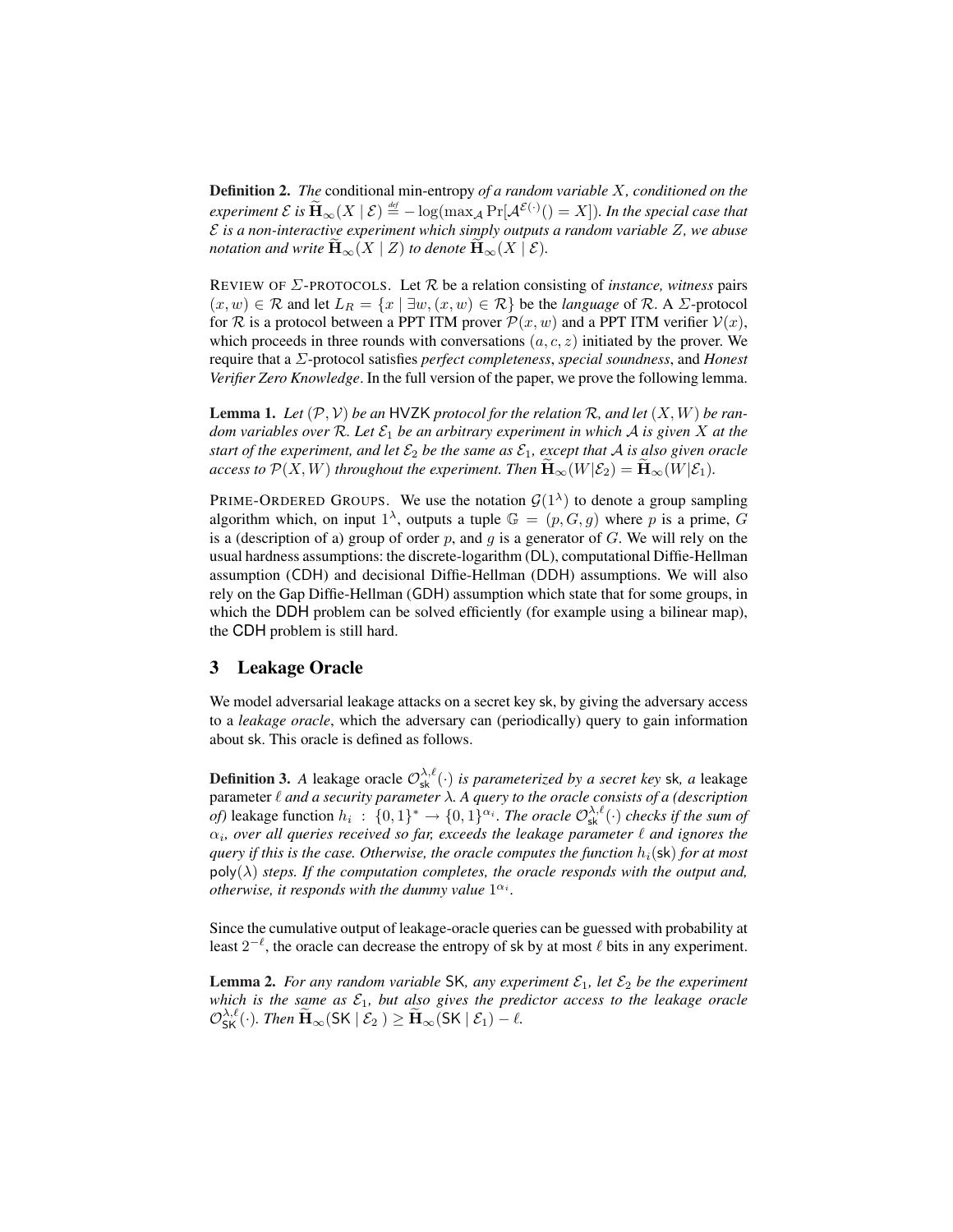**Definition 2.** *The* conditional min-entropy *of a random variable $X$, conditioned on the experiment $\mathcal{E}$ is $\widetilde{\mathbf{H}}_\infty(X \mid \mathcal{E}) \stackrel{def}{=} -\log(\max_{\mathcal{A}} \Pr[\mathcal{A}^{\mathcal{E}(\cdot)}() = X])$. In the special case that $\mathcal{E}$ is a non-interactive experiment which simply outputs a random variable $Z$, we abuse notation and write $\widetilde{\mathbf{H}}_\infty(X \mid Z)$ to denote $\widetilde{\mathbf{H}}_\infty(X \mid \mathcal{E})$.*

REVIEW OF $\Sigma$-PROTOCOLS. Let $\mathcal{R}$ be a relation consisting of *instance, witness* pairs $(x, w) \in \mathcal{R}$ and let $L_R = \{x \mid \exists w, (x, w) \in \mathcal{R}\}$ be the *language* of $\mathcal{R}$. A $\Sigma$-protocol for $\mathcal{R}$ is a protocol between a PPT ITM prover $\mathcal{P}(x, w)$ and a PPT ITM verifier $\mathcal{V}(x)$, which proceeds in three rounds with conversations $(a, c, z)$ initiated by the prover. We require that a $\Sigma$-protocol satisfies *perfect completeness*, *special soundness*, and *Honest Verifier Zero Knowledge*. In the full version of the paper, we prove the following lemma.

**Lemma 1.** *Let $(\mathcal{P}, \mathcal{V})$ be an* HVZK *protocol for the relation $\mathcal{R}$, and let $(X, W)$ be random variables over $\mathcal{R}$. Let $\mathcal{E}_1$ be an arbitrary experiment in which $\mathcal{A}$ is given $X$ at the start of the experiment, and let $\mathcal{E}_2$ be the same as $\mathcal{E}_1$, except that $\mathcal{A}$ is also given oracle access to $\mathcal{P}(X, W)$ throughout the experiment. Then $\widetilde{\mathbf{H}}_\infty(W|\mathcal{E}_2) = \widetilde{\mathbf{H}}_\infty(W|\mathcal{E}_1)$.*

PRIME-ORDERED GROUPS. We use the notation $\mathcal{G}(1^\lambda)$ to denote a group sampling algorithm which, on input $1^\lambda$, outputs a tuple $\mathbb{G} = (p, G, g)$ where $p$ is a prime, $G$ is a (description of a) group of order $p$, and $g$ is a generator of $G$. We will rely on the usual hardness assumptions: the discrete-logarithm (DL), computational Diffie-Hellman assumption (CDH) and decisional Diffie-Hellman (DDH) assumptions. We will also rely on the Gap Diffie-Hellman (GDH) assumption which state that for some groups, in which the DDH problem can be solved efficiently (for example using a bilinear map), the CDH problem is still hard.

## 3 Leakage Oracle

We model adversarial leakage attacks on a secret key sk, by giving the adversary access to a *leakage oracle*, which the adversary can (periodically) query to gain information about sk. This oracle is defined as follows.

**Definition 3.** *A* leakage oracle $\mathcal{O}^{\lambda,\ell}_{\mathsf{sk}}(\cdot)$ *is parameterized by a secret key* sk*, a* leakage parameter *$\ell$ and a security parameter $\lambda$. A query to the oracle consists of a (description of)* leakage function *$h_i : \{0,1\}^* \to \{0,1\}^{\alpha_i}$. The oracle $\mathcal{O}^{\lambda,\ell}_{\mathsf{sk}}(\cdot)$ checks if the sum of $\alpha_i$, over all queries received so far, exceeds the leakage parameter $\ell$ and ignores the query if this is the case. Otherwise, the oracle computes the function $h_i(\mathsf{sk})$ for at most $\mathsf{poly}(\lambda)$ steps. If the computation completes, the oracle responds with the output and, otherwise, it responds with the dummy value $1^{\alpha_i}$.*

Since the cumulative output of leakage-oracle queries can be guessed with probability at least $2^{-\ell}$, the oracle can decrease the entropy of sk by at most $\ell$ bits in any experiment.

**Lemma 2.** *For any random variable* SK*, any experiment $\mathcal{E}_1$, let $\mathcal{E}_2$ be the experiment which is the same as $\mathcal{E}_1$, but also gives the predictor access to the leakage oracle $\mathcal{O}^{\lambda,\ell}_{\mathsf{SK}}(\cdot)$. Then $\widetilde{\mathbf{H}}_\infty(\mathsf{SK} \mid \mathcal{E}_2) \geq \widetilde{\mathbf{H}}_\infty(\mathsf{SK} \mid \mathcal{E}_1) - \ell$.*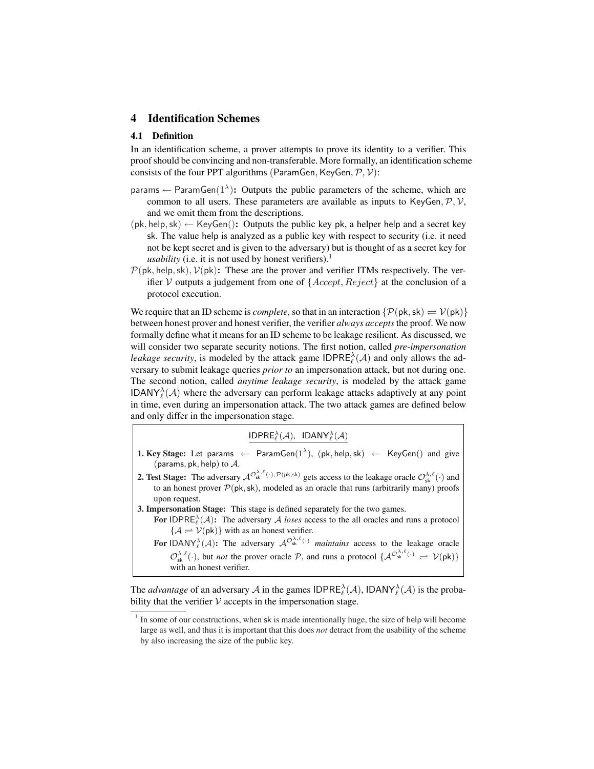## 4 Identification Schemes

### 4.1 Definition

In an identification scheme, a prover attempts to prove its identity to a verifier. This proof should be convincing and non-transferable. More formally, an identification scheme consists of the four PPT algorithms ($\mathsf{ParamGen}, \mathsf{KeyGen}, \mathcal{P}, \mathcal{V}$):

$\mathsf{params} \leftarrow \mathsf{ParamGen}(1^\lambda)$**:** Outputs the public parameters of the scheme, which are common to all users. These parameters are available as inputs to $\mathsf{KeyGen}, \mathcal{P}, \mathcal{V}$, and we omit them from the descriptions.

$(\mathsf{pk}, \mathsf{help}, \mathsf{sk}) \leftarrow \mathsf{KeyGen}()$**:** Outputs the public key $\mathsf{pk}$, a helper $\mathsf{help}$ and a secret key $\mathsf{sk}$. The value $\mathsf{help}$ is analyzed as a public key with respect to security (i.e. it need not be kept secret and is given to the adversary) but is thought of as a secret key for *usability* (i.e. it is not used by honest verifiers).[1]

$\mathcal{P}(\mathsf{pk}, \mathsf{help}, \mathsf{sk}), \mathcal{V}(\mathsf{pk})$**:** These are the prover and verifier ITMs respectively. The verifier $\mathcal{V}$ outputs a judgement from one of $\{Accept, Reject\}$ at the conclusion of a protocol execution.

We require that an ID scheme is *complete*, so that in an interaction $\{\mathcal{P}(\mathsf{pk}, \mathsf{sk}) \rightleftharpoons \mathcal{V}(\mathsf{pk})\}$ between honest prover and honest verifier, the verifier *always accepts* the proof. We now formally define what it means for an ID scheme to be leakage resilient. As discussed, we will consider two separate security notions. The first notion, called *pre-impersonation leakage security*, is modeled by the attack game $\mathsf{IDPRE}_\ell^\lambda(\mathcal{A})$ and only allows the adversary to submit leakage queries *prior to* an impersonation attack, but not during one. The second notion, called *anytime leakage security*, is modeled by the attack game $\mathsf{IDANY}_\ell^\lambda(\mathcal{A})$ where the adversary can perform leakage attacks adaptively at any point in time, even during an impersonation attack. The two attack games are defined below and only differ in the impersonation stage.

---

**$\mathsf{IDPRE}_\ell^\lambda(\mathcal{A})$, $\mathsf{IDANY}_\ell^\lambda(\mathcal{A})$**

**1. Key Stage:** Let $\mathsf{params} \leftarrow \mathsf{ParamGen}(1^\lambda)$, $(\mathsf{pk}, \mathsf{help}, \mathsf{sk}) \leftarrow \mathsf{KeyGen}()$ and give $(\mathsf{params}, \mathsf{pk}, \mathsf{help})$ to $\mathcal{A}$.

**2. Test Stage:** The adversary $\mathcal{A}^{\mathcal{O}_{\mathsf{sk}}^{\lambda,\ell}(\cdot), \mathcal{P}(\mathsf{pk},\mathsf{sk})}$ gets access to the leakage oracle $\mathcal{O}_{\mathsf{sk}}^{\lambda,\ell}(\cdot)$ and to an honest prover $\mathcal{P}(\mathsf{pk}, \mathsf{sk})$, modeled as an oracle that runs (arbitrarily many) proofs upon request.

**3. Impersonation Stage:** This stage is defined separately for the two games.

**For** $\mathsf{IDPRE}_\ell^\lambda(\mathcal{A})$**:** The adversary $\mathcal{A}$ *loses* access to the all oracles and runs a protocol $\{\mathcal{A} \rightleftharpoons \mathcal{V}(\mathsf{pk})\}$ with as an honest verifier.

**For** $\mathsf{IDANY}_\ell^\lambda(\mathcal{A})$**:** The adversary $\mathcal{A}^{\mathcal{O}_{\mathsf{sk}}^{\lambda,\ell}(\cdot)}$ *maintains* access to the leakage oracle $\mathcal{O}_{\mathsf{sk}}^{\lambda,\ell}(\cdot)$, but *not* the prover oracle $\mathcal{P}$, and runs a protocol $\{\mathcal{A}^{\mathcal{O}_{\mathsf{sk}}^{\lambda,\ell}(\cdot)} \rightleftharpoons \mathcal{V}(\mathsf{pk})\}$ with an honest verifier.

---

The *advantage* of an adversary $\mathcal{A}$ in the games $\mathsf{IDPRE}_\ell^\lambda(\mathcal{A})$, $\mathsf{IDANY}_\ell^\lambda(\mathcal{A})$ is the probability that the verifier $\mathcal{V}$ accepts in the impersonation stage.

[1] In some of our constructions, when $\mathsf{sk}$ is made intentionally huge, the size of $\mathsf{help}$ will become large as well, and thus it is important that this does *not* detract from the usability of the scheme by also increasing the size of the public key.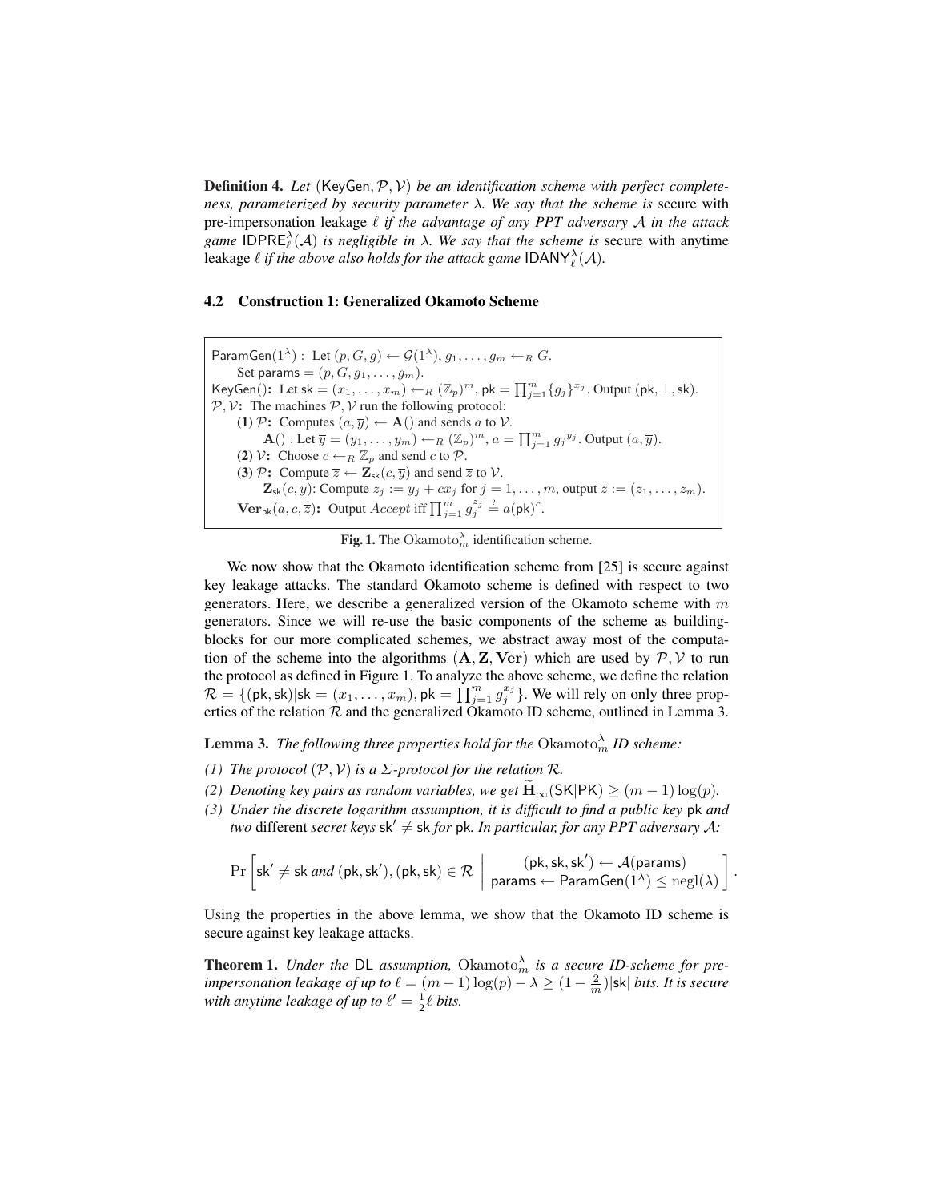**Definition 4.** *Let* $(\mathsf{KeyGen}, \mathcal{P}, \mathcal{V})$ *be an identification scheme with perfect completeness, parameterized by security parameter* $\lambda$*. We say that the scheme is* secure with pre-impersonation leakage $\ell$ *if the advantage of any PPT adversary* $\mathcal{A}$ *in the attack game* $\mathsf{IDPRE}^{\lambda}_{\ell}(\mathcal{A})$ *is negligible in* $\lambda$*. We say that the scheme is* secure with anytime leakage $\ell$ *if the above also holds for the attack game* $\mathsf{IDANY}^{\lambda}_{\ell}(\mathcal{A})$*.*

### 4.2 Construction 1: Generalized Okamoto Scheme

> $\mathsf{ParamGen}(1^\lambda)$ : Let $(p, G, g) \leftarrow \mathcal{G}(1^\lambda)$, $g_1, \ldots, g_m \leftarrow_R G$.
> Set $\mathsf{params} = (p, G, g_1, \ldots, g_m)$.
> $\mathsf{KeyGen}()$: Let $\mathsf{sk} = (x_1, \ldots, x_m) \leftarrow_R (\mathbb{Z}_p)^m$, $\mathsf{pk} = \prod_{j=1}^{m} \{g_j\}^{x_j}$. Output $(\mathsf{pk}, \perp, \mathsf{sk})$.
> $\mathcal{P}, \mathcal{V}$: The machines $\mathcal{P}, \mathcal{V}$ run the following protocol:
> **(1)** $\mathcal{P}$: Computes $(a, \overline{y}) \leftarrow \mathbf{A}()$ and sends $a$ to $\mathcal{V}$.
> $\mathbf{A}()$ : Let $\overline{y} = (y_1, \ldots, y_m) \leftarrow_R (\mathbb{Z}_p)^m$, $a = \prod_{j=1}^{m} {g_j}^{y_j}$. Output $(a, \overline{y})$.
> **(2)** $\mathcal{V}$: Choose $c \leftarrow_R \mathbb{Z}_p$ and send $c$ to $\mathcal{P}$.
> **(3)** $\mathcal{P}$: Compute $\overline{z} \leftarrow \mathbf{Z}_{\mathsf{sk}}(c, \overline{y})$ and send $\overline{z}$ to $\mathcal{V}$.
> $\mathbf{Z}_{\mathsf{sk}}(c, \overline{y})$: Compute $z_j := y_j + cx_j$ for $j = 1, \ldots, m$, output $\overline{z} := (z_1, \ldots, z_m)$.
> $\mathbf{Ver}_{\mathsf{pk}}(a, c, \overline{z})$: Output *Accept* iff $\prod_{j=1}^{m} g_j^{z_j} \stackrel{?}{=} a(\mathsf{pk})^c$.

**Fig. 1.** The $\mathrm{Okamoto}^{\lambda}_{m}$ identification scheme.

We now show that the Okamoto identification scheme from [25] is secure against key leakage attacks. The standard Okamoto scheme is defined with respect to two generators. Here, we describe a generalized version of the Okamoto scheme with $m$ generators. Since we will re-use the basic components of the scheme as building-blocks for our more complicated schemes, we abstract away most of the computation of the scheme into the algorithms $(\mathbf{A}, \mathbf{Z}, \mathbf{Ver})$ which are used by $\mathcal{P}, \mathcal{V}$ to run the protocol as defined in Figure 1. To analyze the above scheme, we define the relation $\mathcal{R} = \{(\mathsf{pk}, \mathsf{sk}) | \mathsf{sk} = (x_1, \ldots, x_m), \mathsf{pk} = \prod_{j=1}^{m} g_j^{x_j}\}$. We will rely on only three properties of the relation $\mathcal{R}$ and the generalized Okamoto ID scheme, outlined in Lemma 3.

**Lemma 3.** *The following three properties hold for the* $\mathrm{Okamoto}^{\lambda}_{m}$ *ID scheme:*

*(1) The protocol* $(\mathcal{P}, \mathcal{V})$ *is a* $\Sigma$*-protocol for the relation* $\mathcal{R}$*.*
*(2) Denoting key pairs as random variables, we get* $\widetilde{\mathbf{H}}_\infty(\mathsf{SK}|\mathsf{PK}) \geq (m-1)\log(p)$*.*
*(3) Under the discrete logarithm assumption, it is difficult to find a public key* $\mathsf{pk}$ *and two* different *secret keys* $\mathsf{sk}' \neq \mathsf{sk}$ *for* $\mathsf{pk}$*. In particular, for any PPT adversary* $\mathcal{A}$*:*

$$\Pr\left[\mathsf{sk}' \neq \mathsf{sk} \text{ and } (\mathsf{pk}, \mathsf{sk}'), (\mathsf{pk}, \mathsf{sk}) \in \mathcal{R} \;\middle|\; \begin{array}{c} (\mathsf{pk}, \mathsf{sk}, \mathsf{sk}') \leftarrow \mathcal{A}(\mathsf{params}) \\ \mathsf{params} \leftarrow \mathsf{ParamGen}(1^\lambda) \leq \mathrm{negl}(\lambda) \end{array}\right].$$

Using the properties in the above lemma, we show that the Okamoto ID scheme is secure against key leakage attacks.

**Theorem 1.** *Under the* $\mathsf{DL}$ *assumption,* $\mathrm{Okamoto}^{\lambda}_{m}$ *is a secure ID-scheme for pre-impersonation leakage of up to* $\ell = (m-1)\log(p) - \lambda \geq (1 - \frac{2}{m})|\mathsf{sk}|$ *bits. It is secure with anytime leakage of up to* $\ell' = \frac{1}{2}\ell$ *bits.*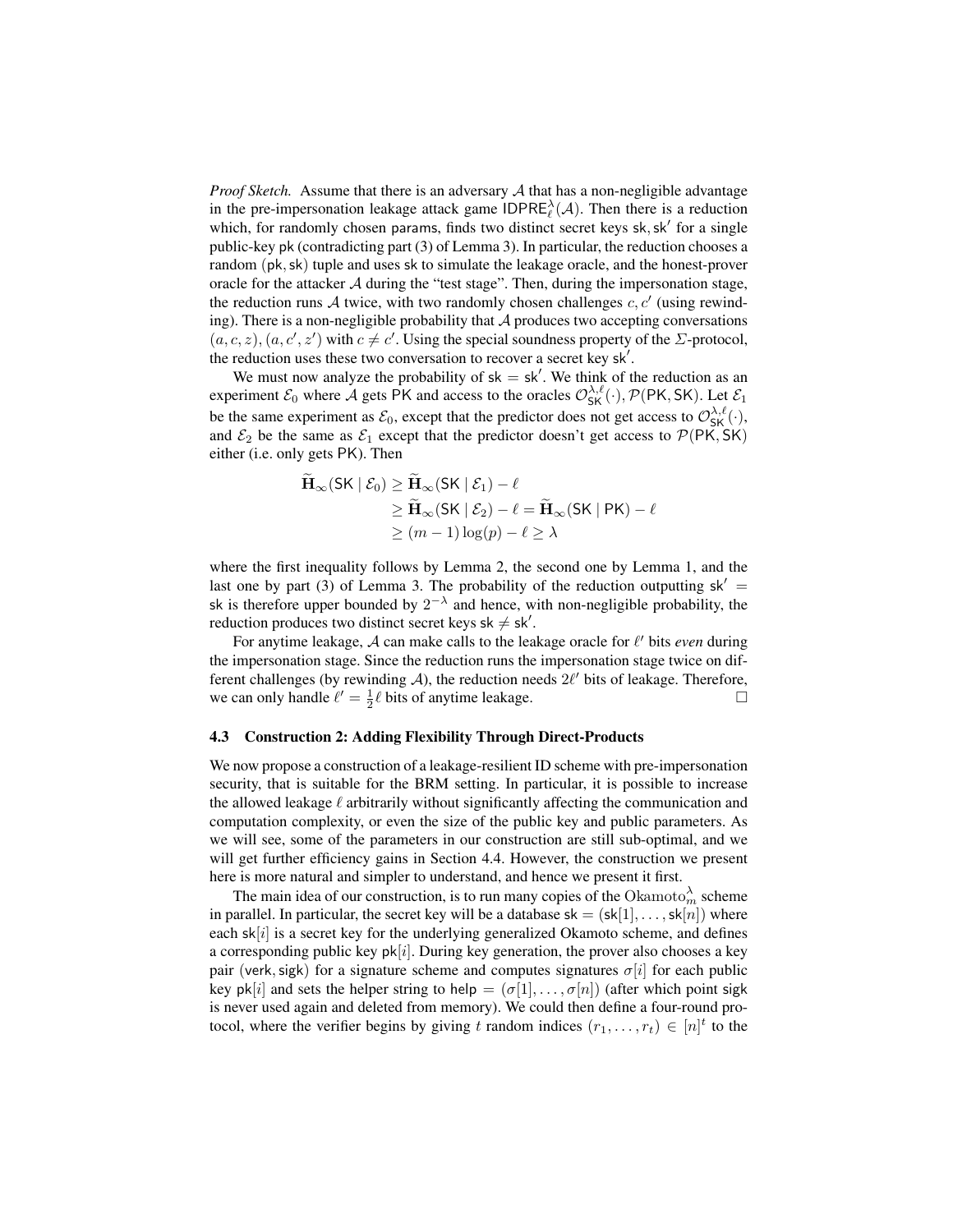*Proof Sketch.* Assume that there is an adversary $\mathcal{A}$ that has a non-negligible advantage in the pre-impersonation leakage attack game $\mathsf{IDPRE}_\ell^\lambda(\mathcal{A})$. Then there is a reduction which, for randomly chosen $\mathsf{params}$, finds two distinct secret keys $\mathsf{sk}, \mathsf{sk}'$ for a single public-key $\mathsf{pk}$ (contradicting part (3) of Lemma 3). In particular, the reduction chooses a random $(\mathsf{pk}, \mathsf{sk})$ tuple and uses $\mathsf{sk}$ to simulate the leakage oracle, and the honest-prover oracle for the attacker $\mathcal{A}$ during the "test stage". Then, during the impersonation stage, the reduction runs $\mathcal{A}$ twice, with two randomly chosen challenges $c, c'$ (using rewinding). There is a non-negligible probability that $\mathcal{A}$ produces two accepting conversations $(a, c, z), (a, c', z')$ with $c \neq c'$. Using the special soundness property of the $\Sigma$-protocol, the reduction uses these two conversation to recover a secret key $\mathsf{sk}'$.

We must now analyze the probability of $\mathsf{sk} = \mathsf{sk}'$. We think of the reduction as an experiment $\mathcal{E}_0$ where $\mathcal{A}$ gets $\mathsf{PK}$ and access to the oracles $\mathcal{O}_{\mathsf{SK}}^{\lambda,\ell}(\cdot), \mathcal{P}(\mathsf{PK}, \mathsf{SK})$. Let $\mathcal{E}_1$ be the same experiment as $\mathcal{E}_0$, except that the predictor does not get access to $\mathcal{O}_{\mathsf{SK}}^{\lambda,\ell}(\cdot)$, and $\mathcal{E}_2$ be the same as $\mathcal{E}_1$ except that the predictor doesn't get access to $\mathcal{P}(\mathsf{PK}, \mathsf{SK})$ either (i.e. only gets $\mathsf{PK}$). Then

$$
\begin{aligned}
\widetilde{\mathbf{H}}_\infty(\mathsf{SK} \mid \mathcal{E}_0) &\geq \widetilde{\mathbf{H}}_\infty(\mathsf{SK} \mid \mathcal{E}_1) - \ell \\
&\geq \widetilde{\mathbf{H}}_\infty(\mathsf{SK} \mid \mathcal{E}_2) - \ell = \widetilde{\mathbf{H}}_\infty(\mathsf{SK} \mid \mathsf{PK}) - \ell \\
&\geq (m-1)\log(p) - \ell \geq \lambda
\end{aligned}
$$

where the first inequality follows by Lemma 2, the second one by Lemma 1, and the last one by part (3) of Lemma 3. The probability of the reduction outputting $\mathsf{sk}' = \mathsf{sk}$ is therefore upper bounded by $2^{-\lambda}$ and hence, with non-negligible probability, the reduction produces two distinct secret keys $\mathsf{sk} \neq \mathsf{sk}'$.

For anytime leakage, $\mathcal{A}$ can make calls to the leakage oracle for $\ell'$ bits *even* during the impersonation stage. Since the reduction runs the impersonation stage twice on different challenges (by rewinding $\mathcal{A}$), the reduction needs $2\ell'$ bits of leakage. Therefore, we can only handle $\ell' = \frac{1}{2}\ell$ bits of anytime leakage. □

### 4.3 Construction 2: Adding Flexibility Through Direct-Products

We now propose a construction of a leakage-resilient ID scheme with pre-impersonation security, that is suitable for the BRM setting. In particular, it is possible to increase the allowed leakage $\ell$ arbitrarily without significantly affecting the communication and computation complexity, or even the size of the public key and public parameters. As we will see, some of the parameters in our construction are still sub-optimal, and we will get further efficiency gains in Section 4.4. However, the construction we present here is more natural and simpler to understand, and hence we present it first.

The main idea of our construction, is to run many copies of the $\mathrm{Okamoto}_m^\lambda$ scheme in parallel. In particular, the secret key will be a database $\mathsf{sk} = (\mathsf{sk}[1], \ldots, \mathsf{sk}[n])$ where each $\mathsf{sk}[i]$ is a secret key for the underlying generalized Okamoto scheme, and defines a corresponding public key $\mathsf{pk}[i]$. During key generation, the prover also chooses a key pair $(\mathsf{verk}, \mathsf{sigk})$ for a signature scheme and computes signatures $\sigma[i]$ for each public key $\mathsf{pk}[i]$ and sets the helper string to $\mathsf{help} = (\sigma[1], \ldots, \sigma[n])$ (after which point $\mathsf{sigk}$ is never used again and deleted from memory). We could then define a four-round protocol, where the verifier begins by giving $t$ random indices $(r_1, \ldots, r_t) \in [n]^t$ to the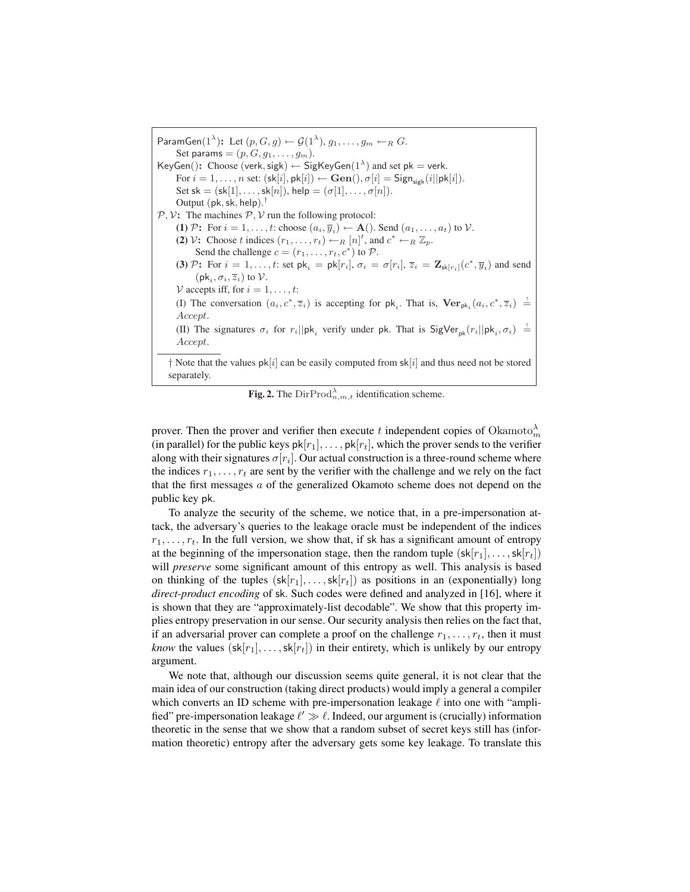ParamGen($1^\lambda$): Let $(p, G, g) \leftarrow \mathcal{G}(1^\lambda)$, $g_1, \ldots, g_m \leftarrow_R G$.
Set $\mathsf{params} = (p, G, g_1, \ldots, g_m)$.

KeyGen(): Choose $(\mathsf{verk}, \mathsf{sigk}) \leftarrow \mathsf{SigKeyGen}(1^\lambda)$ and set $\mathsf{pk} = \mathsf{verk}$.
For $i = 1, \ldots, n$ set: $(\mathsf{sk}[i], \mathsf{pk}[i]) \leftarrow \mathbf{Gen}()$, $\sigma[i] = \mathsf{Sign}_{\mathsf{sigk}}(i||\mathsf{pk}[i])$.
Set $\mathsf{sk} = (\mathsf{sk}[1], \ldots, \mathsf{sk}[n])$, $\mathsf{help} = (\sigma[1], \ldots, \sigma[n])$.
Output $(\mathsf{pk}, \mathsf{sk}, \mathsf{help})$.$^\dagger$

$\mathcal{P}, \mathcal{V}$: The machines $\mathcal{P}, \mathcal{V}$ run the following protocol:

**(1)** $\mathcal{P}$: For $i = 1, \ldots, t$: choose $(a_i, \overline{y}_i) \leftarrow \mathbf{A}()$. Send $(a_1, \ldots, a_t)$ to $\mathcal{V}$.

**(2)** $\mathcal{V}$: Choose $t$ indices $(r_1, \ldots, r_t) \leftarrow_R [n]^t$, and $c^* \leftarrow_R \mathbb{Z}_p$.
Send the challenge $c = (r_1, \ldots, r_t, c^*)$ to $\mathcal{P}$.

**(3)** $\mathcal{P}$: For $i = 1, \ldots, t$: set $\mathsf{pk}_i = \mathsf{pk}[r_i]$, $\sigma_i = \sigma[r_i]$, $\overline{z}_i = \mathbf{Z}_{\mathsf{sk}[r_i]}(c^*, \overline{y}_i)$ and send $(\mathsf{pk}_i, \sigma_i, \overline{z}_i)$ to $\mathcal{V}$.

$\mathcal{V}$ accepts iff, for $i = 1, \ldots, t$:

(I) The conversation $(a_i, c^*, \overline{z}_i)$ is accepting for $\mathsf{pk}_i$. That is, $\mathbf{Ver}_{\mathsf{pk}_i}(a_i, c^*, \overline{z}_i) \stackrel{?}{=} Accept$.

(II) The signatures $\sigma_i$ for $r_i||\mathsf{pk}_i$ verify under $\mathsf{pk}$. That is $\mathsf{SigVer}_{\mathsf{pk}}(r_i||\mathsf{pk}_i, \sigma_i) \stackrel{?}{=} Accept$.

† Note that the values $\mathsf{pk}[i]$ can be easily computed from $\mathsf{sk}[i]$ and thus need not be stored separately.

**Fig. 2.** The $\mathrm{DirProd}^{\lambda}_{n,m,t}$ identification scheme.

prover. Then the prover and verifier then execute $t$ independent copies of $\mathrm{Okamoto}^{\lambda}_{m}$ (in parallel) for the public keys $\mathsf{pk}[r_1], \ldots, \mathsf{pk}[r_t]$, which the prover sends to the verifier along with their signatures $\sigma[r_i]$. Our actual construction is a three-round scheme where the indices $r_1, \ldots, r_t$ are sent by the verifier with the challenge and we rely on the fact that the first messages $a$ of the generalized Okamoto scheme does not depend on the public key $\mathsf{pk}$.

To analyze the security of the scheme, we notice that, in a pre-impersonation attack, the adversary's queries to the leakage oracle must be independent of the indices $r_1, \ldots, r_t$. In the full version, we show that, if $\mathsf{sk}$ has a significant amount of entropy at the beginning of the impersonation stage, then the random tuple $(\mathsf{sk}[r_1], \ldots, \mathsf{sk}[r_t])$ will *preserve* some significant amount of this entropy as well. This analysis is based on thinking of the tuples $(\mathsf{sk}[r_1], \ldots, \mathsf{sk}[r_t])$ as positions in an (exponentially) long *direct-product encoding* of $\mathsf{sk}$. Such codes were defined and analyzed in [16], where it is shown that they are "approximately-list decodable". We show that this property implies entropy preservation in our sense. Our security analysis then relies on the fact that, if an adversarial prover can complete a proof on the challenge $r_1, \ldots, r_t$, then it must *know* the values $(\mathsf{sk}[r_1], \ldots, \mathsf{sk}[r_t])$ in their entirety, which is unlikely by our entropy argument.

We note that, although our discussion seems quite general, it is not clear that the main idea of our construction (taking direct products) would imply a general a compiler which converts an ID scheme with pre-impersonation leakage $\ell$ into one with "amplified" pre-impersonation leakage $\ell' \gg \ell$. Indeed, our argument is (crucially) information theoretic in the sense that we show that a random subset of secret keys still has (information theoretic) entropy after the adversary gets some key leakage. To translate this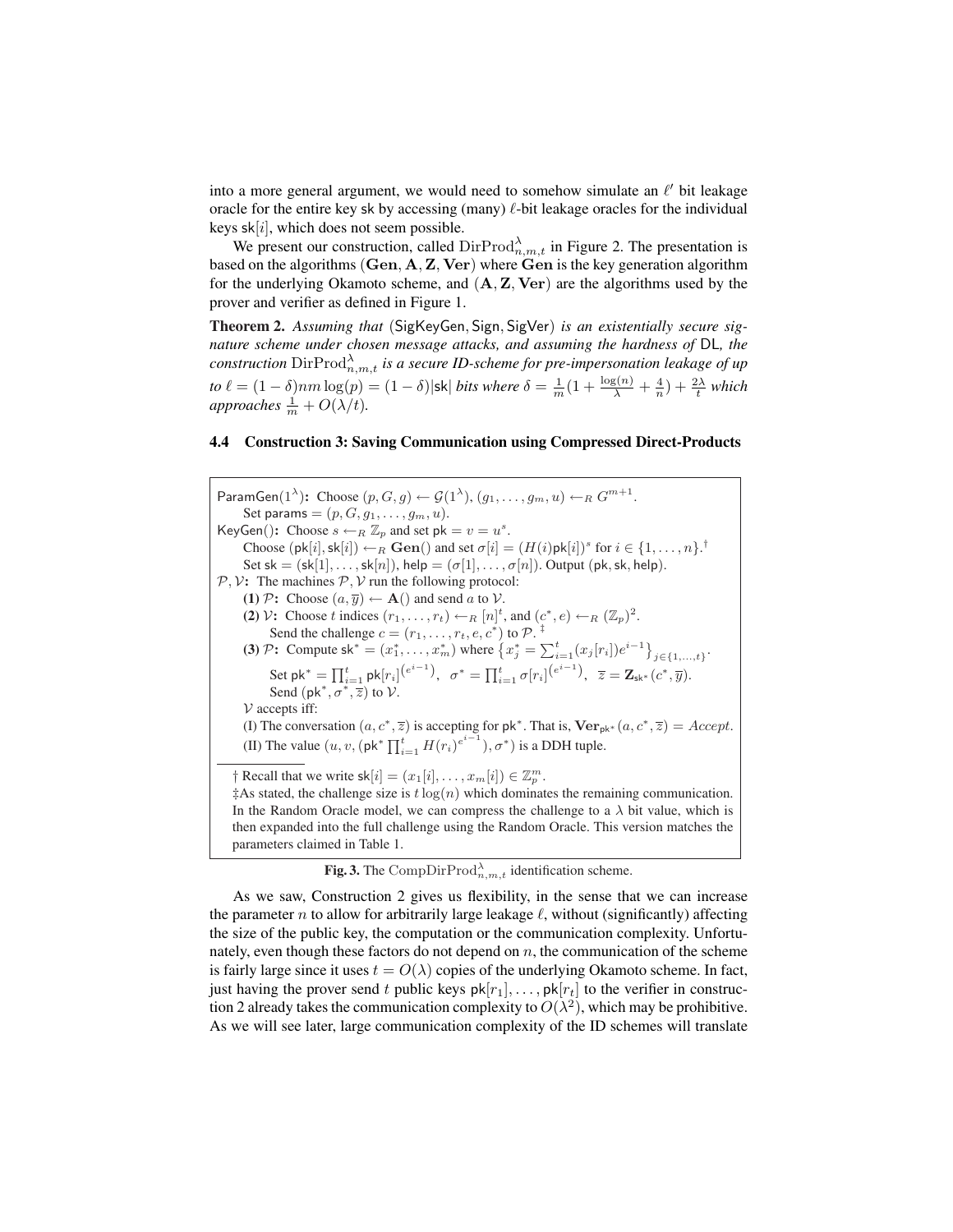into a more general argument, we would need to somehow simulate an $\ell'$ bit leakage oracle for the entire key $\mathsf{sk}$ by accessing (many) $\ell$-bit leakage oracles for the individual keys $\mathsf{sk}[i]$, which does not seem possible.

We present our construction, called $\mathrm{DirProd}^{\lambda}_{n,m,t}$ in Figure 2. The presentation is based on the algorithms $(\mathbf{Gen}, \mathbf{A}, \mathbf{Z}, \mathbf{Ver})$ where $\mathbf{Gen}$ is the key generation algorithm for the underlying Okamoto scheme, and $(\mathbf{A}, \mathbf{Z}, \mathbf{Ver})$ are the algorithms used by the prover and verifier as defined in Figure 1.

**Theorem 2.** *Assuming that* $(\mathsf{SigKeyGen}, \mathsf{Sign}, \mathsf{SigVer})$ *is an existentially secure signature scheme under chosen message attacks, and assuming the hardness of* $\mathsf{DL}$*, the construction* $\mathrm{DirProd}^{\lambda}_{n,m,t}$ *is a secure ID-scheme for pre-impersonation leakage of up to* $\ell = (1-\delta)nm\log(p) = (1-\delta)|\mathsf{sk}|$ *bits where* $\delta = \frac{1}{m}(1 + \frac{\log(n)}{\lambda} + \frac{4}{n}) + \frac{2\lambda}{t}$ *which approaches* $\frac{1}{m} + O(\lambda/t)$*.*

### 4.4 Construction 3: Saving Communication using Compressed Direct-Products

$\mathsf{ParamGen}(1^\lambda)$**:** Choose $(p, G, g) \leftarrow \mathcal{G}(1^\lambda)$, $(g_1, \ldots, g_m, u) \leftarrow_R G^{m+1}$.
  Set $\mathsf{params} = (p, G, g_1, \ldots, g_m, u)$.
$\mathsf{KeyGen}()$**:** Choose $s \leftarrow_R \mathbb{Z}_p$ and set $\mathsf{pk} = v = u^s$.
  Choose $(\mathsf{pk}[i], \mathsf{sk}[i]) \leftarrow_R \mathbf{Gen}()$ and set $\sigma[i] = (H(i)\mathsf{pk}[i])^s$ for $i \in \{1, \ldots, n\}$.[†]
  Set $\mathsf{sk} = (\mathsf{sk}[1], \ldots, \mathsf{sk}[n])$, $\mathsf{help} = (\sigma[1], \ldots, \sigma[n])$. Output $(\mathsf{pk}, \mathsf{sk}, \mathsf{help})$.
$\mathcal{P}, \mathcal{V}$**:** The machines $\mathcal{P}, \mathcal{V}$ run the following protocol:
  **(1)** $\mathcal{P}$**:** Choose $(a, \overline{y}) \leftarrow \mathbf{A}()$ and send $a$ to $\mathcal{V}$.
  **(2)** $\mathcal{V}$**:** Choose $t$ indices $(r_1, \ldots, r_t) \leftarrow_R [n]^t$, and $(c^*, e) \leftarrow_R (\mathbb{Z}_p)^2$.
    Send the challenge $c = (r_1, \ldots, r_t, e, c^*)$ to $\mathcal{P}$.[‡]
  **(3)** $\mathcal{P}$**:** Compute $\mathsf{sk}^* = (x^*_1, \ldots, x^*_m)$ where $\left\{x^*_j = \sum_{i=1}^t (x_j[r_i]) e^{i-1}\right\}_{j\in\{1,\ldots,t\}}$.
    Set $\mathsf{pk}^* = \prod_{i=1}^t \mathsf{pk}[r_i]^{(e^{i-1})}$, $\sigma^* = \prod_{i=1}^t \sigma[r_i]^{(e^{i-1})}$, $\overline{z} = \mathbf{Z}_{\mathsf{sk}^*}(c^*, \overline{y})$.
    Send $(\mathsf{pk}^*, \sigma^*, \overline{z})$ to $\mathcal{V}$.
  $\mathcal{V}$ accepts iff:
  (I) The conversation $(a, c^*, \overline{z})$ is accepting for $\mathsf{pk}^*$. That is, $\mathbf{Ver}_{\mathsf{pk}^*}(a, c^*, \overline{z}) = Accept$.
  (II) The value $(u, v, (\mathsf{pk}^* \prod_{i=1}^t H(r_i)^{e^{i-1}}), \sigma^*)$ is a DDH tuple.

† Recall that we write $\mathsf{sk}[i] = (x_1[i], \ldots, x_m[i]) \in \mathbb{Z}_p^m$.
‡As stated, the challenge size is $t\log(n)$ which dominates the remaining communication. In the Random Oracle model, we can compress the challenge to a $\lambda$ bit value, which is then expanded into the full challenge using the Random Oracle. This version matches the parameters claimed in Table 1.

**Fig. 3.** The $\mathrm{CompDirProd}^{\lambda}_{n,m,t}$ identification scheme.

As we saw, Construction 2 gives us flexibility, in the sense that we can increase the parameter $n$ to allow for arbitrarily large leakage $\ell$, without (significantly) affecting the size of the public key, the computation or the communication complexity. Unfortunately, even though these factors do not depend on $n$, the communication of the scheme is fairly large since it uses $t = O(\lambda)$ copies of the underlying Okamoto scheme. In fact, just having the prover send $t$ public keys $\mathsf{pk}[r_1], \ldots, \mathsf{pk}[r_t]$ to the verifier in construction 2 already takes the communication complexity to $O(\lambda^2)$, which may be prohibitive. As we will see later, large communication complexity of the ID schemes will translate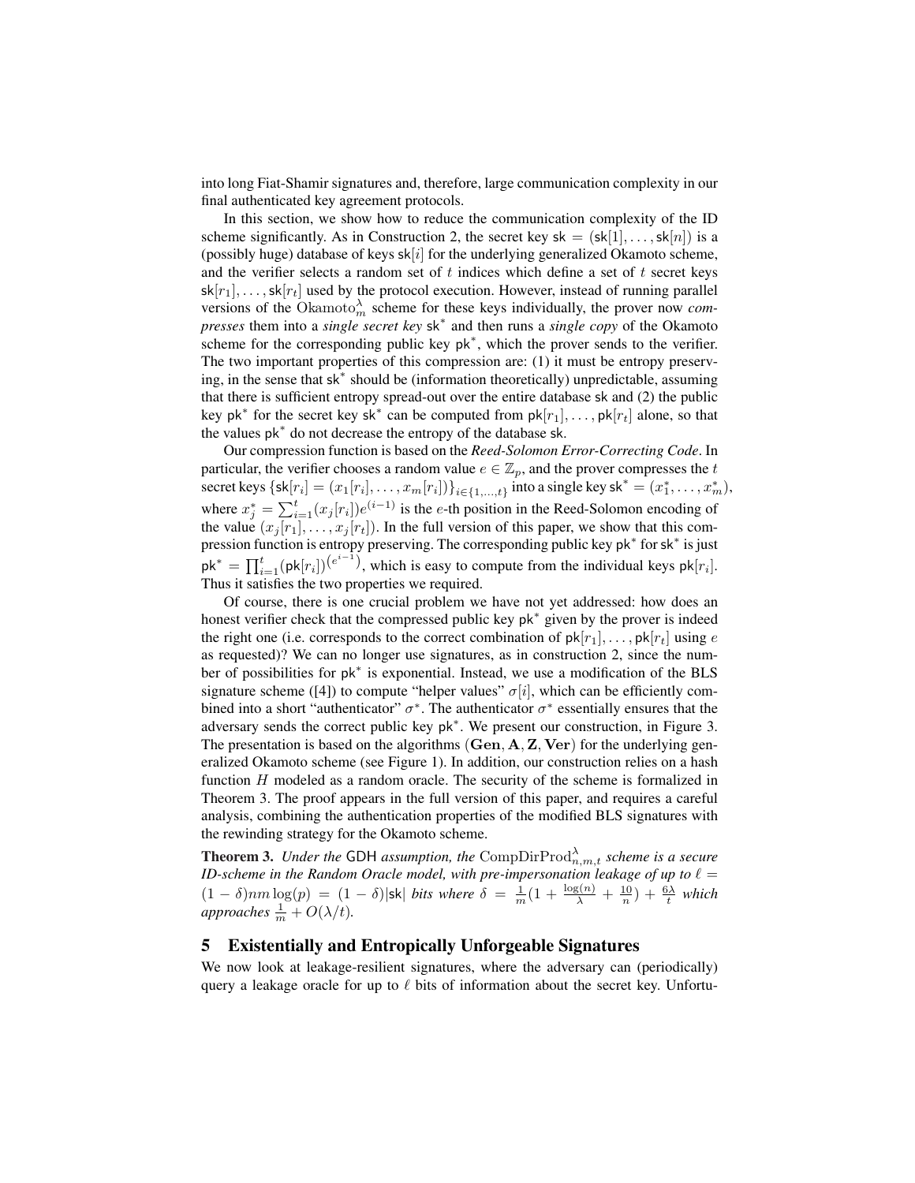into long Fiat-Shamir signatures and, therefore, large communication complexity in our final authenticated key agreement protocols.

In this section, we show how to reduce the communication complexity of the ID scheme significantly. As in Construction 2, the secret key $\mathsf{sk} = (\mathsf{sk}[1], \ldots, \mathsf{sk}[n])$ is a (possibly huge) database of keys $\mathsf{sk}[i]$ for the underlying generalized Okamoto scheme, and the verifier selects a random set of $t$ indices which define a set of $t$ secret keys $\mathsf{sk}[r_1], \ldots, \mathsf{sk}[r_t]$ used by the protocol execution. However, instead of running parallel versions of the $\mathrm{Okamoto}_m^\lambda$ scheme for these keys individually, the prover now *compresses* them into a *single secret key* $\mathsf{sk}^*$ and then runs a *single copy* of the Okamoto scheme for the corresponding public key $\mathsf{pk}^*$, which the prover sends to the verifier. The two important properties of this compression are: (1) it must be entropy preserving, in the sense that $\mathsf{sk}^*$ should be (information theoretically) unpredictable, assuming that there is sufficient entropy spread-out over the entire database $\mathsf{sk}$ and (2) the public key $\mathsf{pk}^*$ for the secret key $\mathsf{sk}^*$ can be computed from $\mathsf{pk}[r_1], \ldots, \mathsf{pk}[r_t]$ alone, so that the values $\mathsf{pk}^*$ do not decrease the entropy of the database $\mathsf{sk}$.

Our compression function is based on the *Reed-Solomon Error-Correcting Code*. In particular, the verifier chooses a random value $e \in \mathbb{Z}_p$, and the prover compresses the $t$ secret keys $\{\mathsf{sk}[r_i] = (x_1[r_i], \ldots, x_m[r_i])\}_{i \in \{1,\ldots,t\}}$ into a single key $\mathsf{sk}^* = (x_1^*, \ldots, x_m^*)$, where $x_j^* = \sum_{i=1}^{t} (x_j[r_i]) e^{(i-1)}$ is the $e$-th position in the Reed-Solomon encoding of the value $(x_j[r_1], \ldots, x_j[r_t])$. In the full version of this paper, we show that this compression function is entropy preserving. The corresponding public key $\mathsf{pk}^*$ for $\mathsf{sk}^*$ is just $\mathsf{pk}^* = \prod_{i=1}^{t} (\mathsf{pk}[r_i])^{\left(e^{i-1}\right)}$, which is easy to compute from the individual keys $\mathsf{pk}[r_i]$. Thus it satisfies the two properties we required.

Of course, there is one crucial problem we have not yet addressed: how does an honest verifier check that the compressed public key $\mathsf{pk}^*$ given by the prover is indeed the right one (i.e. corresponds to the correct combination of $\mathsf{pk}[r_1], \ldots, \mathsf{pk}[r_t]$ using $e$ as requested)? We can no longer use signatures, as in construction 2, since the number of possibilities for $\mathsf{pk}^*$ is exponential. Instead, we use a modification of the BLS signature scheme ([4]) to compute "helper values" $\sigma[i]$, which can be efficiently combined into a short "authenticator" $\sigma^*$. The authenticator $\sigma^*$ essentially ensures that the adversary sends the correct public key $\mathsf{pk}^*$. We present our construction, in Figure 3. The presentation is based on the algorithms $(\mathbf{Gen}, \mathbf{A}, \mathbf{Z}, \mathbf{Ver})$ for the underlying generalized Okamoto scheme (see Figure 1). In addition, our construction relies on a hash function $H$ modeled as a random oracle. The security of the scheme is formalized in Theorem 3. The proof appears in the full version of this paper, and requires a careful analysis, combining the authentication properties of the modified BLS signatures with the rewinding strategy for the Okamoto scheme.

**Theorem 3.** *Under the* GDH *assumption, the* $\mathrm{CompDirProd}_{n,m,t}^\lambda$ *scheme is a secure ID-scheme in the Random Oracle model, with pre-impersonation leakage of up to* $\ell = (1-\delta)nm\log(p) = (1-\delta)|\mathsf{sk}|$ *bits where* $\delta = \frac{1}{m}(1 + \frac{\log(n)}{\lambda} + \frac{10}{n}) + \frac{6\lambda}{t}$ *which approaches* $\frac{1}{m} + O(\lambda/t)$*.*

## 5 Existentially and Entropically Unforgeable Signatures

We now look at leakage-resilient signatures, where the adversary can (periodically) query a leakage oracle for up to $\ell$ bits of information about the secret key. Unfortu-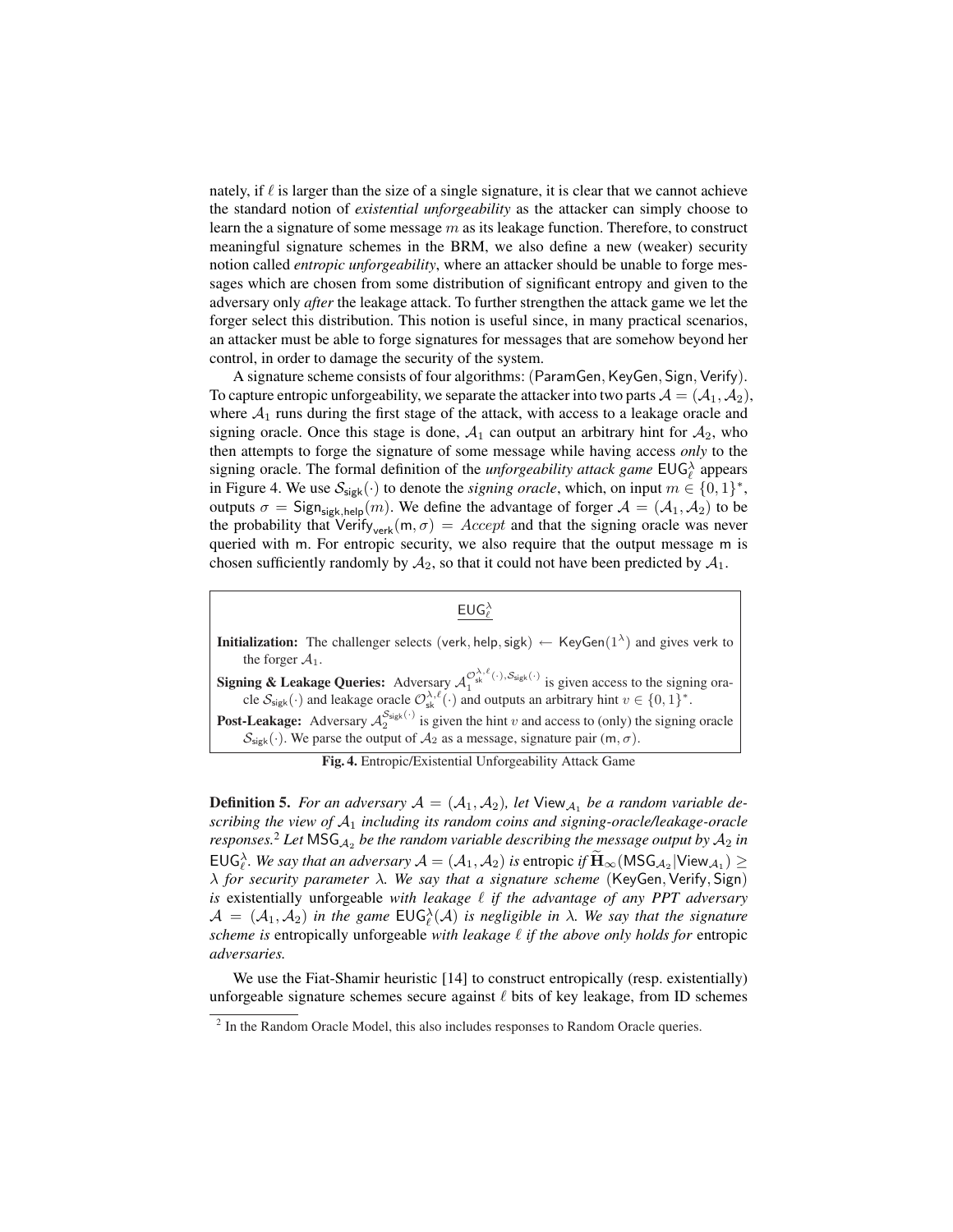nately, if $\ell$ is larger than the size of a single signature, it is clear that we cannot achieve the standard notion of *existential unforgeability* as the attacker can simply choose to learn a signature of some message $m$ as its leakage function. Therefore, to construct meaningful signature schemes in the BRM, we also define a new (weaker) security notion called *entropic unforgeability*, where an attacker should be unable to forge messages which are chosen from some distribution of significant entropy and given to the adversary only *after* the leakage attack. To further strengthen the attack game we let the forger select this distribution. This notion is useful since, in many practical scenarios, an attacker must be able to forge signatures for messages that are somehow beyond her control, in order to damage the security of the system.

A signature scheme consists of four algorithms: $(\mathsf{ParamGen}, \mathsf{KeyGen}, \mathsf{Sign}, \mathsf{Verify})$. To capture entropic unforgeability, we separate the attacker into two parts $\mathcal{A} = (\mathcal{A}_1, \mathcal{A}_2)$, where $\mathcal{A}_1$ runs during the first stage of the attack, with access to a leakage oracle and signing oracle. Once this stage is done, $\mathcal{A}_1$ can output an arbitrary hint for $\mathcal{A}_2$, who then attempts to forge the signature of some message while having access *only* to the signing oracle. The formal definition of the *unforgeability attack game* $\mathsf{EUG}_\ell^\lambda$ appears in Figure 4. We use $\mathcal{S}_{\mathsf{sigk}}(\cdot)$ to denote the *signing oracle*, which, on input $m \in \{0,1\}^*$, outputs $\sigma = \mathsf{Sign}_{\mathsf{sigk},\mathsf{help}}(m)$. We define the advantage of forger $\mathcal{A} = (\mathcal{A}_1, \mathcal{A}_2)$ to be the probability that $\mathsf{Verify}_{\mathsf{verk}}(\mathsf{m}, \sigma) = Accept$ and that the signing oracle was never queried with m. For entropic security, we also require that the output message m is chosen sufficiently randomly by $\mathcal{A}_2$, so that it could not have been predicted by $\mathcal{A}_1$.

$\underline{\mathsf{EUG}_\ell^\lambda}$

**Initialization:** The challenger selects $(\mathsf{verk}, \mathsf{help}, \mathsf{sigk}) \leftarrow \mathsf{KeyGen}(1^\lambda)$ and gives verk to the forger $\mathcal{A}_1$.

**Signing & Leakage Queries:** Adversary $\mathcal{A}_1^{\mathcal{O}_{\mathsf{sk}}^{\lambda,\ell}(\cdot), \mathcal{S}_{\mathsf{sigk}}(\cdot)}$ is given access to the signing oracle $\mathcal{S}_{\mathsf{sigk}}(\cdot)$ and leakage oracle $\mathcal{O}_{\mathsf{sk}}^{\lambda,\ell}(\cdot)$ and outputs an arbitrary hint $v \in \{0,1\}^*$.

**Post-Leakage:** Adversary $\mathcal{A}_2^{\mathcal{S}_{\mathsf{sigk}}(\cdot)}$ is given the hint $v$ and access to (only) the signing oracle $\mathcal{S}_{\mathsf{sigk}}(\cdot)$. We parse the output of $\mathcal{A}_2$ as a message, signature pair $(\mathsf{m}, \sigma)$.

**Fig. 4.** Entropic/Existential Unforgeability Attack Game

**Definition 5.** *For an adversary $\mathcal{A} = (\mathcal{A}_1, \mathcal{A}_2)$, let $\mathsf{View}_{\mathcal{A}_1}$ be a random variable describing the view of $\mathcal{A}_1$ including its random coins and signing-oracle/leakage-oracle responses.*[2] *Let $\mathsf{MSG}_{\mathcal{A}_2}$ be the random variable describing the message output by $\mathcal{A}_2$ in $\mathsf{EUG}_\ell^\lambda$. We say that an adversary $\mathcal{A} = (\mathcal{A}_1, \mathcal{A}_2)$ is* entropic *if $\widetilde{\mathbf{H}}_\infty(\mathsf{MSG}_{\mathcal{A}_2} | \mathsf{View}_{\mathcal{A}_1}) \geq \lambda$ for security parameter $\lambda$. We say that a signature scheme $(\mathsf{KeyGen}, \mathsf{Verify}, \mathsf{Sign})$ is* existentially unforgeable *with leakage $\ell$ if the advantage of any PPT adversary $\mathcal{A} = (\mathcal{A}_1, \mathcal{A}_2)$ in the game $\mathsf{EUG}_\ell^\lambda(\mathcal{A})$ is negligible in $\lambda$. We say that the signature scheme is* entropically unforgeable *with leakage $\ell$ if the above only holds for* entropic adversaries.

We use the Fiat-Shamir heuristic [14] to construct entropically (resp. existentially) unforgeable signature schemes secure against $\ell$ bits of key leakage, from ID schemes

[2] In the Random Oracle Model, this also includes responses to Random Oracle queries.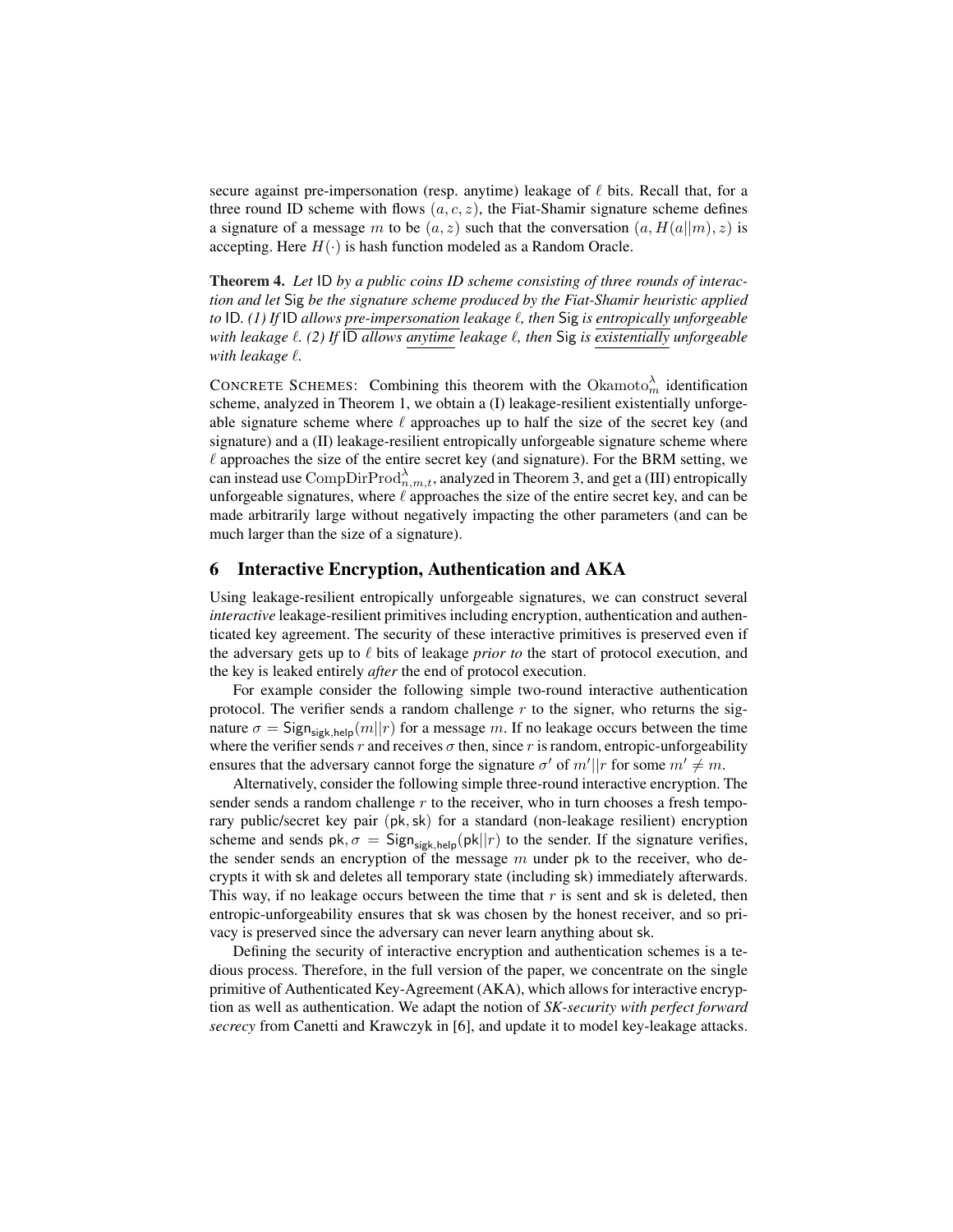secure against pre-impersonation (resp. anytime) leakage of $\ell$ bits. Recall that, for a three round ID scheme with flows $(a, c, z)$, the Fiat-Shamir signature scheme defines a signature of a message $m$ to be $(a, z)$ such that the conversation $(a, H(a||m), z)$ is accepting. Here $H(\cdot)$ is hash function modeled as a Random Oracle.

**Theorem 4.** *Let* ID *by a public coins ID scheme consisting of three rounds of interaction and let* Sig *be the signature scheme produced by the Fiat-Shamir heuristic applied to* ID*. (1) If* ID *allows* <u>*pre-impersonation*</u> *leakage* $\ell$*, then* Sig *is* <u>*entropically*</u> *unforgeable with leakage* $\ell$*. (2) If* ID *allows* <u>*anytime*</u> *leakage* $\ell$*, then* Sig *is* <u>*existentially*</u> *unforgeable with leakage* $\ell$*.*

CONCRETE SCHEMES: Combining this theorem with the $\mathrm{Okamoto}_m^\lambda$ identification scheme, analyzed in Theorem 1, we obtain a (I) leakage-resilient existentially unforgeable signature scheme where $\ell$ approaches up to half the size of the secret key (and signature) and a (II) leakage-resilient entropically unforgeable signature scheme where $\ell$ approaches the size of the entire secret key (and signature). For the BRM setting, we can instead use $\mathrm{CompDirProd}_{n,m,t}^\lambda$, analyzed in Theorem 3, and get a (III) entropically unforgeable signatures, where $\ell$ approaches the size of the entire secret key, and can be made arbitrarily large without negatively impacting the other parameters (and can be much larger than the size of a signature).

## 6 Interactive Encryption, Authentication and AKA

Using leakage-resilient entropically unforgeable signatures, we can construct several *interactive* leakage-resilient primitives including encryption, authentication and authenticated key agreement. The security of these interactive primitives is preserved even if the adversary gets up to $\ell$ bits of leakage *prior to* the start of protocol execution, and the key is leaked entirely *after* the end of protocol execution.

For example consider the following simple two-round interactive authentication protocol. The verifier sends a random challenge $r$ to the signer, who returns the signature $\sigma = \mathsf{Sign}_{\mathsf{sigk},\mathsf{help}}(m||r)$ for a message $m$. If no leakage occurs between the time where the verifier sends $r$ and receives $\sigma$ then, since $r$ is random, entropic-unforgeability ensures that the adversary cannot forge the signature $\sigma'$ of $m'||r$ for some $m' \neq m$.

Alternatively, consider the following simple three-round interactive encryption. The sender sends a random challenge $r$ to the receiver, who in turn chooses a fresh temporary public/secret key pair $(\mathsf{pk}, \mathsf{sk})$ for a standard (non-leakage resilient) encryption scheme and sends $\mathsf{pk}, \sigma = \mathsf{Sign}_{\mathsf{sigk},\mathsf{help}}(\mathsf{pk}||r)$ to the sender. If the signature verifies, the sender sends an encryption of the message $m$ under $\mathsf{pk}$ to the receiver, who decrypts it with $\mathsf{sk}$ and deletes all temporary state (including $\mathsf{sk}$) immediately afterwards. This way, if no leakage occurs between the time that $r$ is sent and $\mathsf{sk}$ is deleted, then entropic-unforgeability ensures that $\mathsf{sk}$ was chosen by the honest receiver, and so privacy is preserved since the adversary can never learn anything about $\mathsf{sk}$.

Defining the security of interactive encryption and authentication schemes is a tedious process. Therefore, in the full version of the paper, we concentrate on the single primitive of Authenticated Key-Agreement (AKA), which allows for interactive encryption as well as authentication. We adapt the notion of *SK-security with perfect forward secrecy* from Canetti and Krawczyk in [6], and update it to model key-leakage attacks.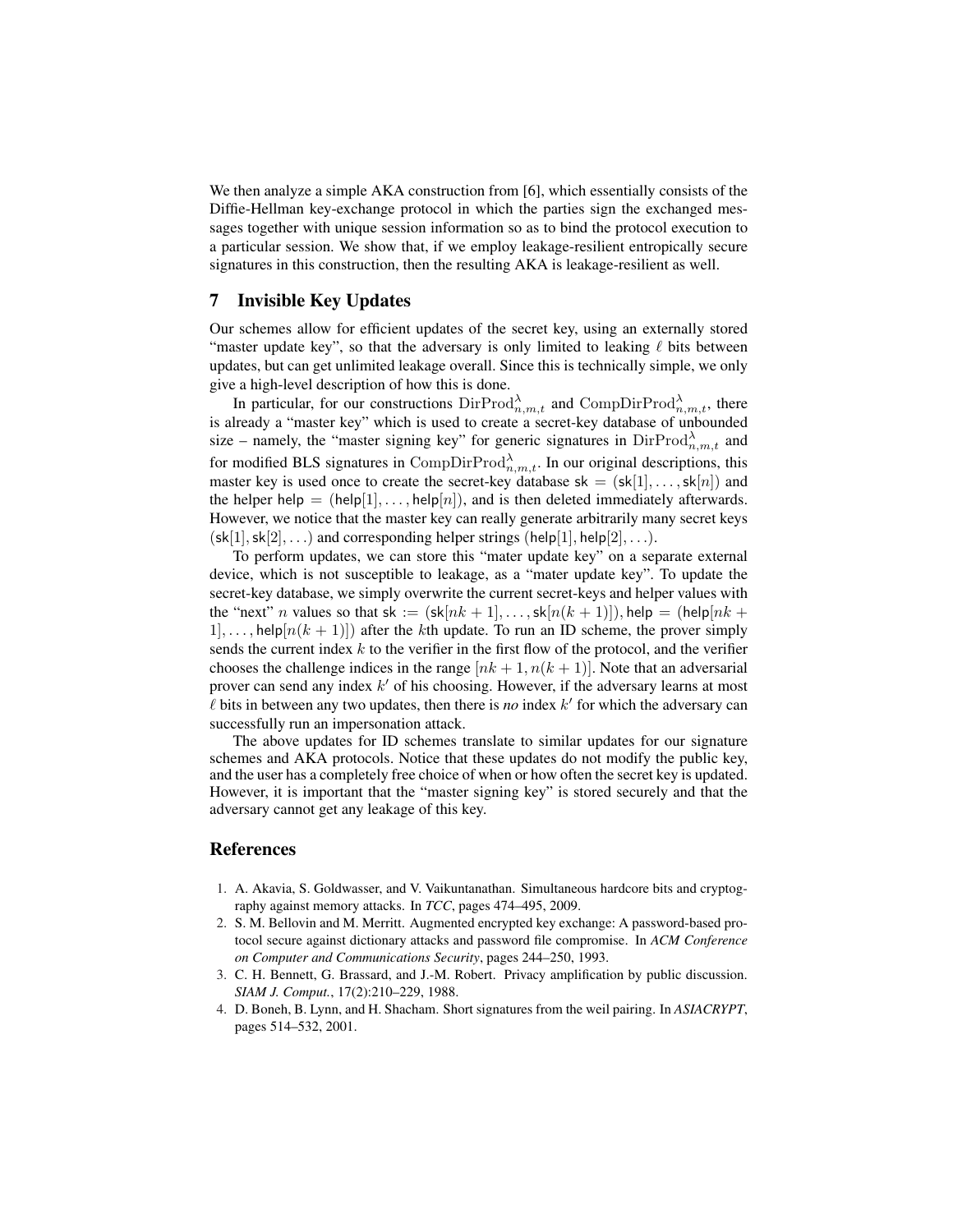We then analyze a simple AKA construction from [6], which essentially consists of the Diffie-Hellman key-exchange protocol in which the parties sign the exchanged messages together with unique session information so as to bind the protocol execution to a particular session. We show that, if we employ leakage-resilient entropically secure signatures in this construction, then the resulting AKA is leakage-resilient as well.

## 7 Invisible Key Updates

Our schemes allow for efficient updates of the secret key, using an externally stored "master update key", so that the adversary is only limited to leaking $\ell$ bits between updates, but can get unlimited leakage overall. Since this is technically simple, we only give a high-level description of how this is done.

In particular, for our constructions $\mathrm{DirProd}^{\lambda}_{n,m,t}$ and $\mathrm{CompDirProd}^{\lambda}_{n,m,t}$, there is already a "master key" which is used to create a secret-key database of unbounded size – namely, the "master signing key" for generic signatures in $\mathrm{DirProd}^{\lambda}_{n,m,t}$ and for modified BLS signatures in $\mathrm{CompDirProd}^{\lambda}_{n,m,t}$. In our original descriptions, this master key is used once to create the secret-key database $\mathsf{sk} = (\mathsf{sk}[1], \ldots, \mathsf{sk}[n])$ and the helper $\mathsf{help} = (\mathsf{help}[1], \ldots, \mathsf{help}[n])$, and is then deleted immediately afterwards. However, we notice that the master key can really generate arbitrarily many secret keys $(\mathsf{sk}[1], \mathsf{sk}[2], \ldots)$ and corresponding helper strings $(\mathsf{help}[1], \mathsf{help}[2], \ldots)$.

To perform updates, we can store this "mater update key" on a separate external device, which is not susceptible to leakage, as a "mater update key". To update the secret-key database, we simply overwrite the current secret-keys and helper values with the "next" $n$ values so that $\mathsf{sk} := (\mathsf{sk}[nk+1], \ldots, \mathsf{sk}[n(k+1)])$, $\mathsf{help} = (\mathsf{help}[nk+1], \ldots, \mathsf{help}[n(k+1)])$ after the $k$th update. To run an ID scheme, the prover simply sends the current index $k$ to the verifier in the first flow of the protocol, and the verifier chooses the challenge indices in the range $[nk+1, n(k+1)]$. Note that an adversarial prover can send any index $k'$ of his choosing. However, if the adversary learns at most $\ell$ bits in between any two updates, then there is *no* index $k'$ for which the adversary can successfully run an impersonation attack.

The above updates for ID schemes translate to similar updates for our signature schemes and AKA protocols. Notice that these updates do not modify the public key, and the user has a completely free choice of when or how often the secret key is updated. However, it is important that the "master signing key" is stored securely and that the adversary cannot get any leakage of this key.

## References

1. A. Akavia, S. Goldwasser, and V. Vaikuntanathan. Simultaneous hardcore bits and cryptography against memory attacks. In *TCC*, pages 474–495, 2009.
2. S. M. Bellovin and M. Merritt. Augmented encrypted key exchange: A password-based protocol secure against dictionary attacks and password file compromise. In *ACM Conference on Computer and Communications Security*, pages 244–250, 1993.
3. C. H. Bennett, G. Brassard, and J.-M. Robert. Privacy amplification by public discussion. *SIAM J. Comput.*, 17(2):210–229, 1988.
4. D. Boneh, B. Lynn, and H. Shacham. Short signatures from the weil pairing. In *ASIACRYPT*, pages 514–532, 2001.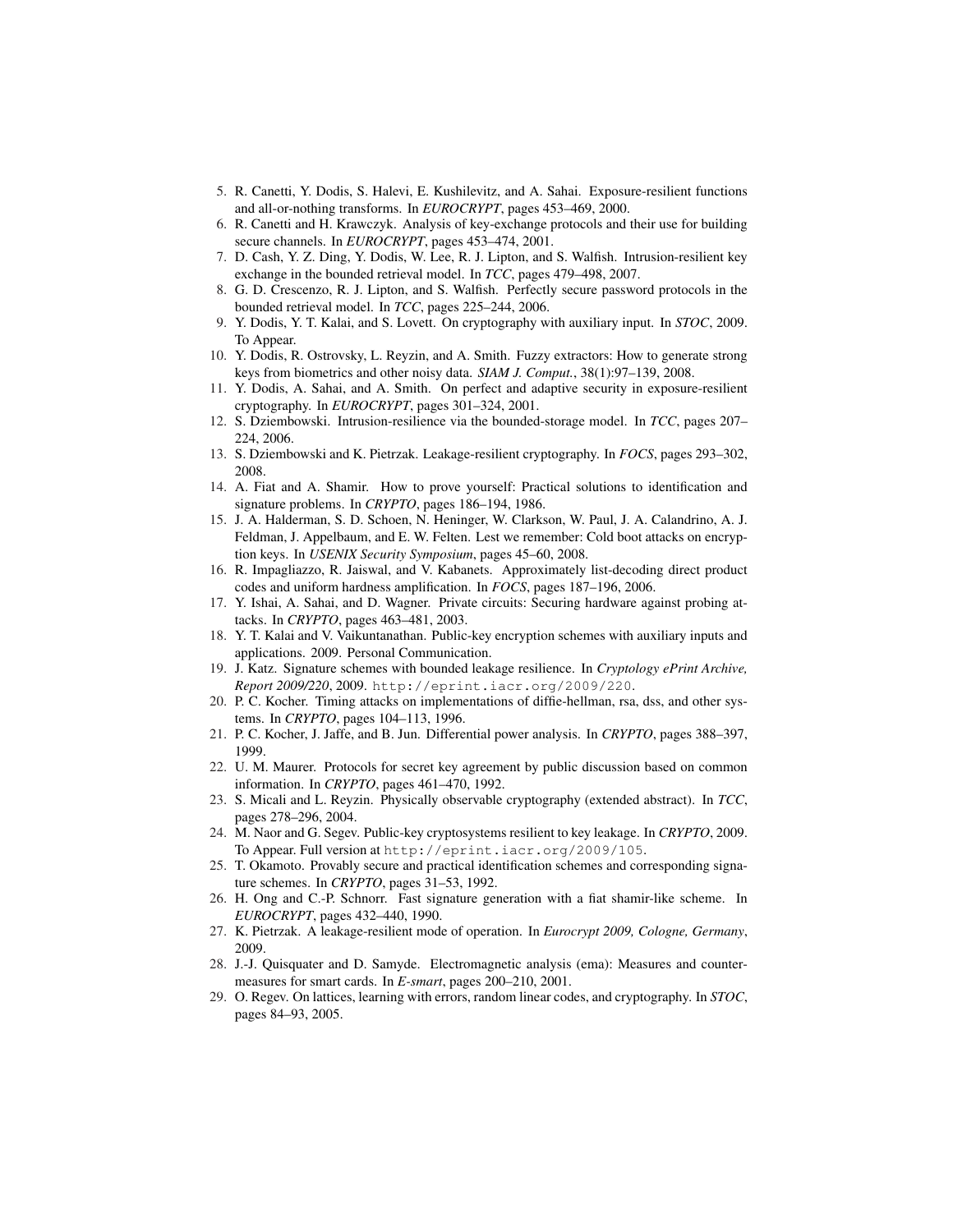5. R. Canetti, Y. Dodis, S. Halevi, E. Kushilevitz, and A. Sahai. Exposure-resilient functions and all-or-nothing transforms. In *EUROCRYPT*, pages 453–469, 2000.
6. R. Canetti and H. Krawczyk. Analysis of key-exchange protocols and their use for building secure channels. In *EUROCRYPT*, pages 453–474, 2001.
7. D. Cash, Y. Z. Ding, Y. Dodis, W. Lee, R. J. Lipton, and S. Walfish. Intrusion-resilient key exchange in the bounded retrieval model. In *TCC*, pages 479–498, 2007.
8. G. D. Crescenzo, R. J. Lipton, and S. Walfish. Perfectly secure password protocols in the bounded retrieval model. In *TCC*, pages 225–244, 2006.
9. Y. Dodis, Y. T. Kalai, and S. Lovett. On cryptography with auxiliary input. In *STOC*, 2009. To Appear.
10. Y. Dodis, R. Ostrovsky, L. Reyzin, and A. Smith. Fuzzy extractors: How to generate strong keys from biometrics and other noisy data. *SIAM J. Comput.*, 38(1):97–139, 2008.
11. Y. Dodis, A. Sahai, and A. Smith. On perfect and adaptive security in exposure-resilient cryptography. In *EUROCRYPT*, pages 301–324, 2001.
12. S. Dziembowski. Intrusion-resilience via the bounded-storage model. In *TCC*, pages 207–224, 2006.
13. S. Dziembowski and K. Pietrzak. Leakage-resilient cryptography. In *FOCS*, pages 293–302, 2008.
14. A. Fiat and A. Shamir. How to prove yourself: Practical solutions to identification and signature problems. In *CRYPTO*, pages 186–194, 1986.
15. J. A. Halderman, S. D. Schoen, N. Heninger, W. Clarkson, W. Paul, J. A. Calandrino, A. J. Feldman, J. Appelbaum, and E. W. Felten. Lest we remember: Cold boot attacks on encryption keys. In *USENIX Security Symposium*, pages 45–60, 2008.
16. R. Impagliazzo, R. Jaiswal, and V. Kabanets. Approximately list-decoding direct product codes and uniform hardness amplification. In *FOCS*, pages 187–196, 2006.
17. Y. Ishai, A. Sahai, and D. Wagner. Private circuits: Securing hardware against probing attacks. In *CRYPTO*, pages 463–481, 2003.
18. Y. T. Kalai and V. Vaikuntanathan. Public-key encryption schemes with auxiliary inputs and applications. 2009. Personal Communication.
19. J. Katz. Signature schemes with bounded leakage resilience. In *Cryptology ePrint Archive, Report 2009/220*, 2009. `http://eprint.iacr.org/2009/220`.
20. P. C. Kocher. Timing attacks on implementations of diffie-hellman, rsa, dss, and other systems. In *CRYPTO*, pages 104–113, 1996.
21. P. C. Kocher, J. Jaffe, and B. Jun. Differential power analysis. In *CRYPTO*, pages 388–397, 1999.
22. U. M. Maurer. Protocols for secret key agreement by public discussion based on common information. In *CRYPTO*, pages 461–470, 1992.
23. S. Micali and L. Reyzin. Physically observable cryptography (extended abstract). In *TCC*, pages 278–296, 2004.
24. M. Naor and G. Segev. Public-key cryptosystems resilient to key leakage. In *CRYPTO*, 2009. To Appear. Full version at `http://eprint.iacr.org/2009/105`.
25. T. Okamoto. Provably secure and practical identification schemes and corresponding signature schemes. In *CRYPTO*, pages 31–53, 1992.
26. H. Ong and C.-P. Schnorr. Fast signature generation with a fiat shamir-like scheme. In *EUROCRYPT*, pages 432–440, 1990.
27. K. Pietrzak. A leakage-resilient mode of operation. In *Eurocrypt 2009, Cologne, Germany*, 2009.
28. J.-J. Quisquater and D. Samyde. Electromagnetic analysis (ema): Measures and countermeasures for smart cards. In *E-smart*, pages 200–210, 2001.
29. O. Regev. On lattices, learning with errors, random linear codes, and cryptography. In *STOC*, pages 84–93, 2005.